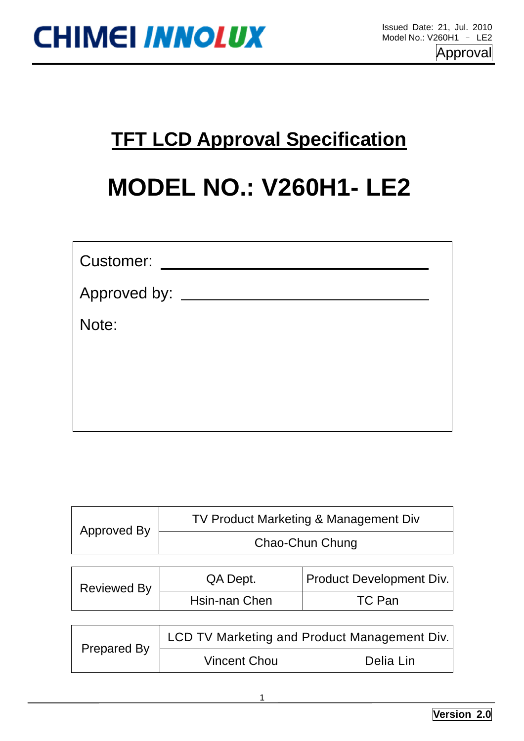CHIMEI INNOLUX

Issued Date: 21, Jul. 2010
Model No.: V260H1 － LE2

Approval

# TFT LCD Approval Specification

# MODEL NO.: V260H1- LE2

Customer: ______________________________

Approved by: ______________________________

Note:

| Approved By | TV Product Marketing & Management Div |
|---|---|
| | Chao-Chun Chung |

| Reviewed By | QA Dept. | Product Development Div. |
|---|---|---|
| | Hsin-nan Chen | TC Pan |

| Prepared By | LCD TV Marketing and Product Management Div. | |
|---|---|---|
| | Vincent Chou | Delia Lin |

Version 2.0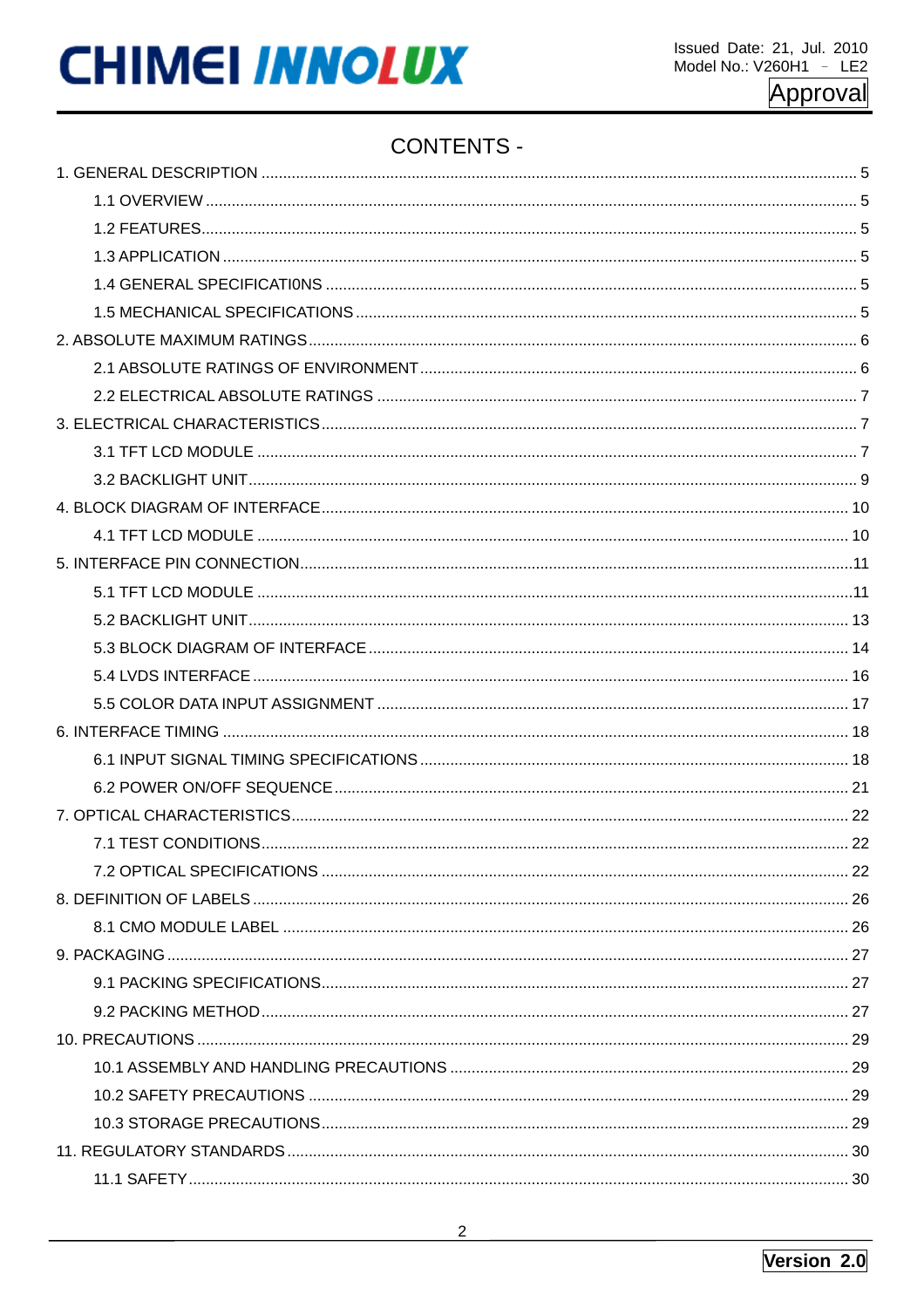# CONTENTS -

1. GENERAL DESCRIPTION ........................................................ 5
   - 1.1 OVERVIEW ........................................................ 5
   - 1.2 FEATURES ........................................................ 5
   - 1.3 APPLICATION ........................................................ 5
   - 1.4 GENERAL SPECIFICATI0NS ........................................................ 5
   - 1.5 MECHANICAL SPECIFICATIONS ........................................................ 5
2. ABSOLUTE MAXIMUM RATINGS ........................................................ 6
   - 2.1 ABSOLUTE RATINGS OF ENVIRONMENT ........................................................ 6
   - 2.2 ELECTRICAL ABSOLUTE RATINGS ........................................................ 7
3. ELECTRICAL CHARACTERISTICS ........................................................ 7
   - 3.1 TFT LCD MODULE ........................................................ 7
   - 3.2 BACKLIGHT UNIT ........................................................ 9
4. BLOCK DIAGRAM OF INTERFACE ........................................................ 10
   - 4.1 TFT LCD MODULE ........................................................ 10
5. INTERFACE PIN CONNECTION ........................................................ 11
   - 5.1 TFT LCD MODULE ........................................................ 11
   - 5.2 BACKLIGHT UNIT ........................................................ 13
   - 5.3 BLOCK DIAGRAM OF INTERFACE ........................................................ 14
   - 5.4 LVDS INTERFACE ........................................................ 16
   - 5.5 COLOR DATA INPUT ASSIGNMENT ........................................................ 17
6. INTERFACE TIMING ........................................................ 18
   - 6.1 INPUT SIGNAL TIMING SPECIFICATIONS ........................................................ 18
   - 6.2 POWER ON/OFF SEQUENCE ........................................................ 21
7. OPTICAL CHARACTERISTICS ........................................................ 22
   - 7.1 TEST CONDITIONS ........................................................ 22
   - 7.2 OPTICAL SPECIFICATIONS ........................................................ 22
8. DEFINITION OF LABELS ........................................................ 26
   - 8.1 CMO MODULE LABEL ........................................................ 26
9. PACKAGING ........................................................ 27
   - 9.1 PACKING SPECIFICATIONS ........................................................ 27
   - 9.2 PACKING METHOD ........................................................ 27
10. PRECAUTIONS ........................................................ 29
    - 10.1 ASSEMBLY AND HANDLING PRECAUTIONS ........................................................ 29
    - 10.2 SAFETY PRECAUTIONS ........................................................ 29
    - 10.3 STORAGE PRECAUTIONS ........................................................ 29
11. REGULATORY STANDARDS ........................................................ 30
    - 11.1 SAFETY ........................................................ 30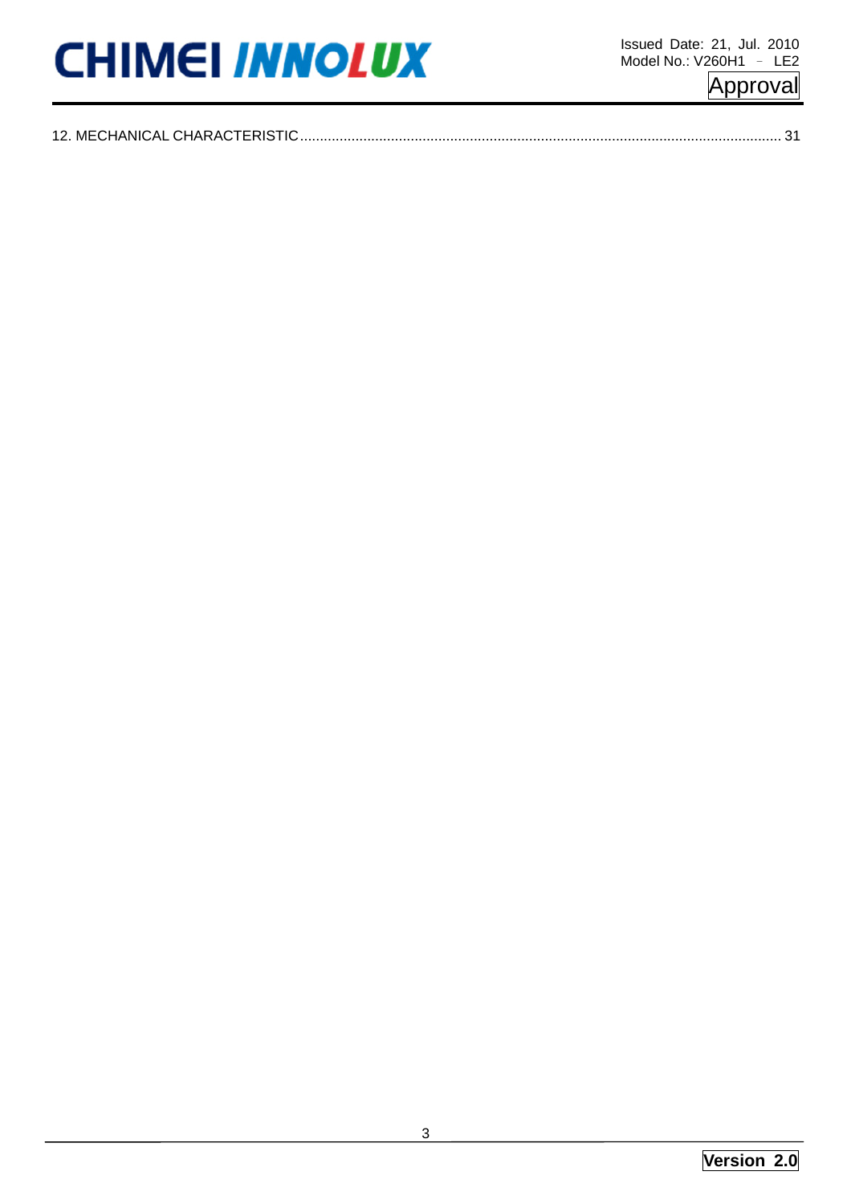12. MECHANICAL CHARACTERISTIC ........................................................................................................................ 31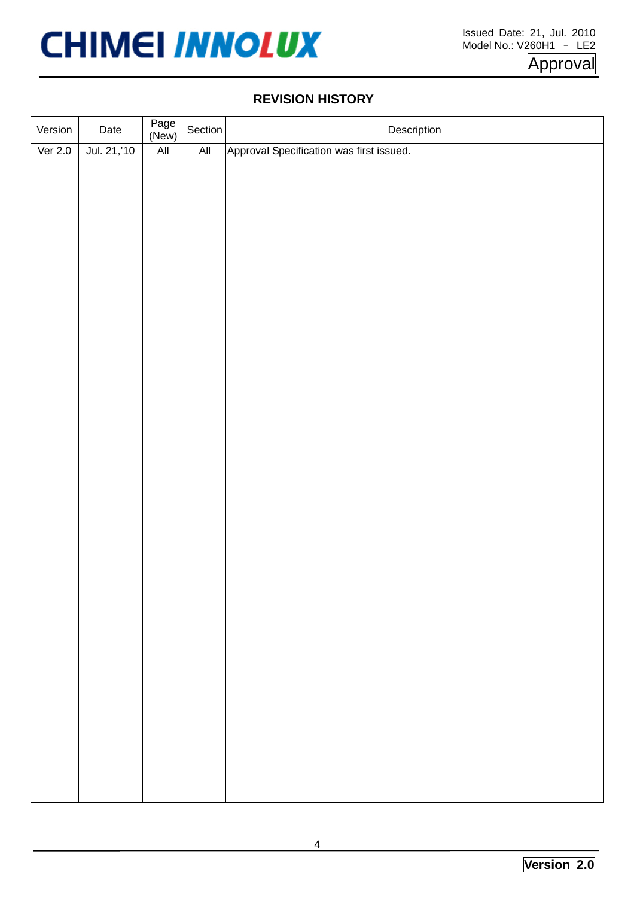## REVISION HISTORY

| Version | Date | Page (New) | Section | Description |
|---|---|---|---|---|
| Ver 2.0 | Jul. 21,'10 | All | All | Approval Specification was first issued. |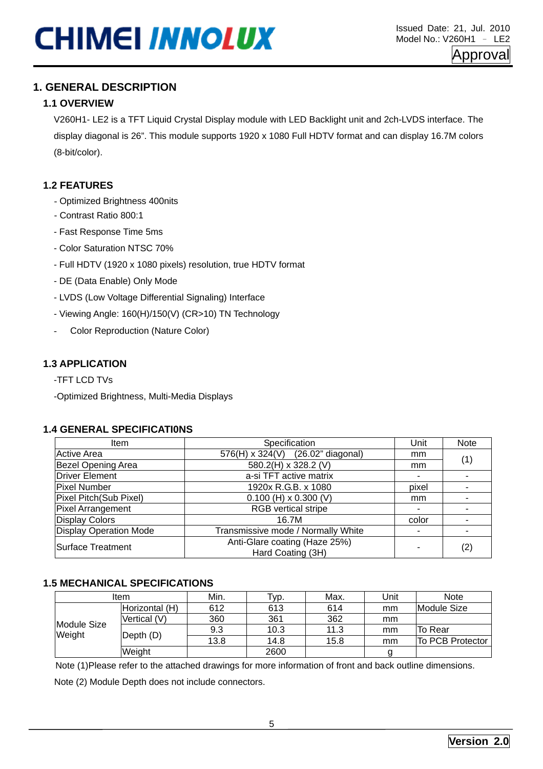# 1. GENERAL DESCRIPTION

## 1.1 OVERVIEW

V260H1- LE2 is a TFT Liquid Crystal Display module with LED Backlight unit and 2ch-LVDS interface. The display diagonal is 26". This module supports 1920 x 1080 Full HDTV format and can display 16.7M colors (8-bit/color).

## 1.2 FEATURES

- Optimized Brightness 400nits
- Contrast Ratio 800:1
- Fast Response Time 5ms
- Color Saturation NTSC 70%
- Full HDTV (1920 x 1080 pixels) resolution, true HDTV format
- DE (Data Enable) Only Mode
- LVDS (Low Voltage Differential Signaling) Interface
- Viewing Angle: 160(H)/150(V) (CR>10) TN Technology
- Color Reproduction (Nature Color)

## 1.3 APPLICATION

-TFT LCD TVs

-Optimized Brightness, Multi-Media Displays

## 1.4 GENERAL SPECIFICATI0NS

| Item | Specification | Unit | Note |
|---|---|---|---|
| Active Area | 576(H) x 324(V) (26.02" diagonal) | mm | (1) |
| Bezel Opening Area | 580.2(H) x 328.2 (V) | mm | |
| Driver Element | a-si TFT active matrix | - | - |
| Pixel Number | 1920x R.G.B. x 1080 | pixel | - |
| Pixel Pitch(Sub Pixel) | 0.100 (H) x 0.300 (V) | mm | - |
| Pixel Arrangement | RGB vertical stripe | - | - |
| Display Colors | 16.7M | color | - |
| Display Operation Mode | Transmissive mode / Normally White | - | - |
| Surface Treatment | Anti-Glare coating (Haze 25%)<br>Hard Coating (3H) | - | (2) |

## 1.5 MECHANICAL SPECIFICATIONS

| Item | | Min. | Typ. | Max. | Unit | Note |
|---|---|---|---|---|---|---|
| Module Size Weight | Horizontal (H) | 612 | 613 | 614 | mm | Module Size |
| | Vertical (V) | 360 | 361 | 362 | mm | |
| | Depth (D) | 9.3 | 10.3 | 11.3 | mm | To Rear |
| | | 13.8 | 14.8 | 15.8 | mm | To PCB Protector |
| | Weight | | 2600 | | g | |

Note (1)Please refer to the attached drawings for more information of front and back outline dimensions.

Note (2) Module Depth does not include connectors.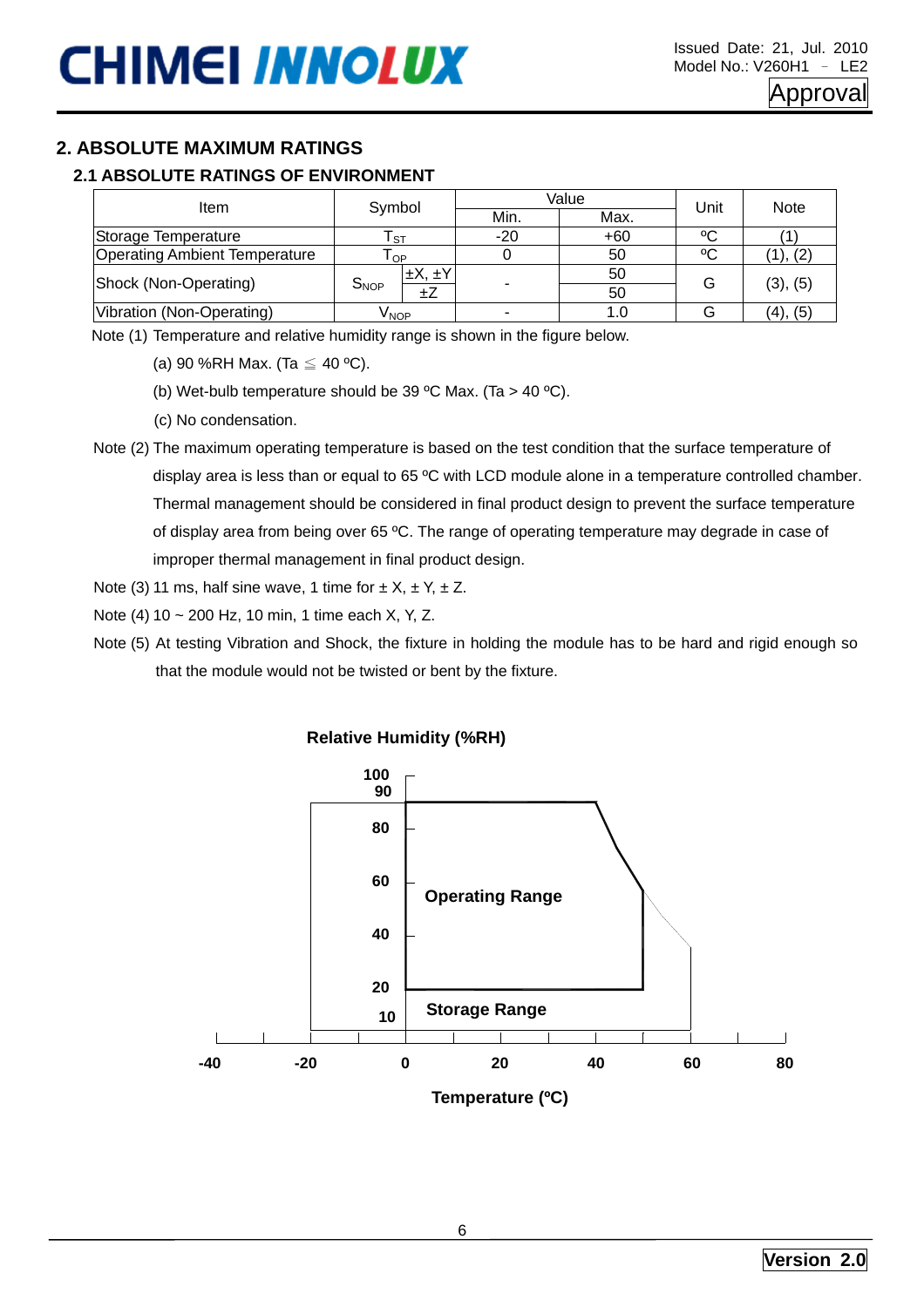## 2. ABSOLUTE MAXIMUM RATINGS

### 2.1 ABSOLUTE RATINGS OF ENVIRONMENT

| Item | Symbol | | Value | | Unit | Note |
|---|---|---|---|---|---|---|
| | | | Min. | Max. | | |
| Storage Temperature | $T_{ST}$ | | -20 | +60 | ºC | (1) |
| Operating Ambient Temperature | $T_{OP}$ | | 0 | 50 | ºC | (1), (2) |
| Shock (Non-Operating) | $S_{NOP}$ | ±X, ±Y | - | 50 | G | (3), (5) |
| | | ±Z | | 50 | | |
| Vibration (Non-Operating) | $V_{NOP}$ | | - | 1.0 | G | (4), (5) |

Note (1) Temperature and relative humidity range is shown in the figure below.

(a) 90 %RH Max. (Ta ≦ 40 ºC).

(b) Wet-bulb temperature should be 39 ºC Max. (Ta > 40 ºC).

(c) No condensation.

Note (2) The maximum operating temperature is based on the test condition that the surface temperature of display area is less than or equal to 65 ºC with LCD module alone in a temperature controlled chamber. Thermal management should be considered in final product design to prevent the surface temperature of display area from being over 65 ºC. The range of operating temperature may degrade in case of improper thermal management in final product design.

Note (3) 11 ms, half sine wave, 1 time for ± X, ± Y, ± Z.

Note (4) 10 ~ 200 Hz, 10 min, 1 time each X, Y, Z.

Note (5) At testing Vibration and Shock, the fixture in holding the module has to be hard and rigid enough so that the module would not be twisted or bent by the fixture.

Relative Humidity (%RH)

Operating Range

Storage Range

Temperature (ºC)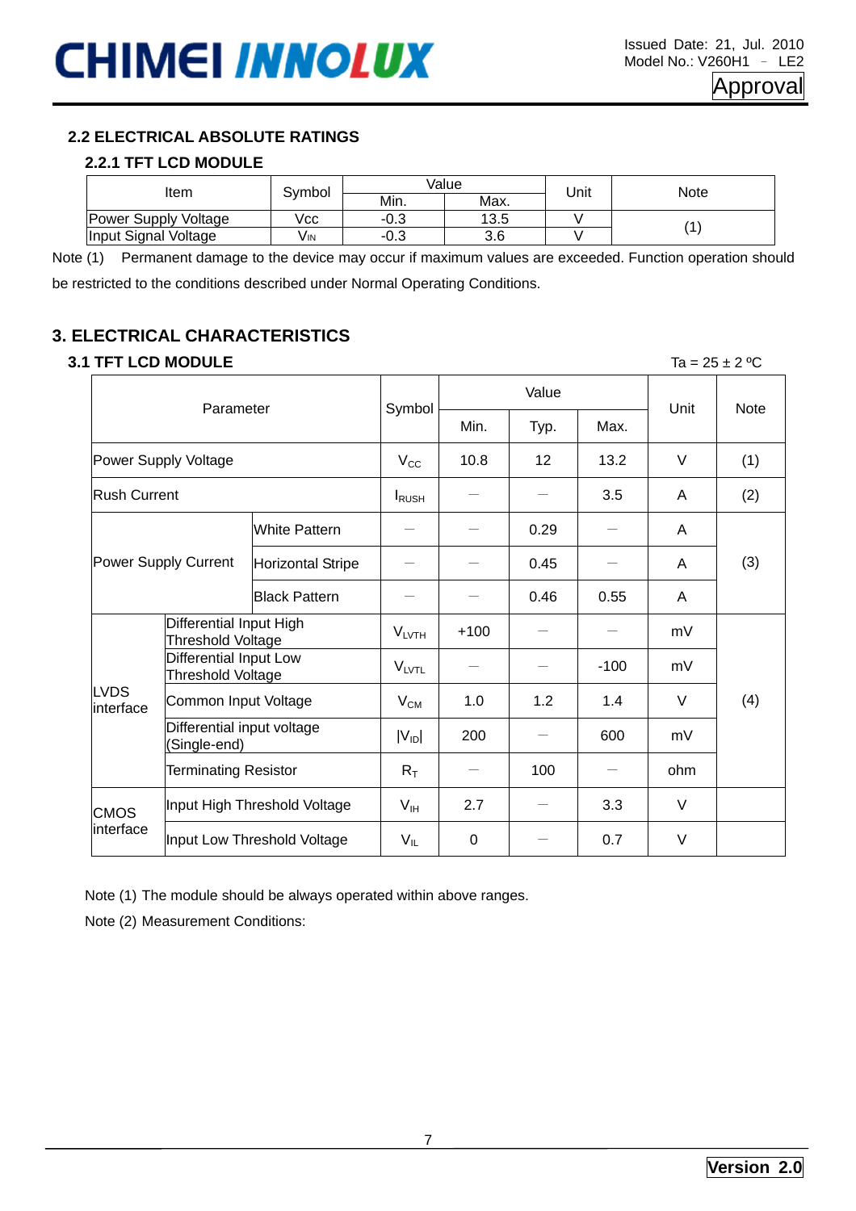## 2.2 ELECTRICAL ABSOLUTE RATINGS

### 2.2.1 TFT LCD MODULE

| Item | Symbol | Value | | Unit | Note |
|---|---|---|---|---|---|
| | | Min. | Max. | | |
| Power Supply Voltage | Vcc | -0.3 | 13.5 | V | (1) |
| Input Signal Voltage | $V_{IN}$ | -0.3 | 3.6 | V | |

Note (1) Permanent damage to the device may occur if maximum values are exceeded. Function operation should be restricted to the conditions described under Normal Operating Conditions.

## 3. ELECTRICAL CHARACTERISTICS

### 3.1 TFT LCD MODULE

Ta = 25 ± 2 ºC

| Parameter | | Symbol | Value | | | Unit | Note |
|---|---|---|---|---|---|---|---|
| | | | Min. | Typ. | Max. | | |
| Power Supply Voltage | | $V_{CC}$ | 10.8 | 12 | 13.2 | V | (1) |
| Rush Current | | $I_{RUSH}$ | — | — | 3.5 | A | (2) |
| Power Supply Current | White Pattern | — | — | 0.29 | — | A | (3) |
| | Horizontal Stripe | — | — | 0.45 | — | A | |
| | Black Pattern | — | — | 0.46 | 0.55 | A | |
| LVDS interface | Differential Input High Threshold Voltage | $V_{LVTH}$ | +100 | — | — | mV | (4) |
| | Differential Input Low Threshold Voltage | $V_{LVTL}$ | — | — | -100 | mV | |
| | Common Input Voltage | $V_{CM}$ | 1.0 | 1.2 | 1.4 | V | |
| | Differential input voltage (Single-end) | $\|V_{ID}\|$ | 200 | — | 600 | mV | |
| | Terminating Resistor | $R_T$ | — | 100 | — | ohm | |
| CMOS interface | Input High Threshold Voltage | $V_{IH}$ | 2.7 | — | 3.3 | V | |
| | Input Low Threshold Voltage | $V_{IL}$ | 0 | — | 0.7 | V | |

Note (1) The module should be always operated within above ranges.

Note (2) Measurement Conditions: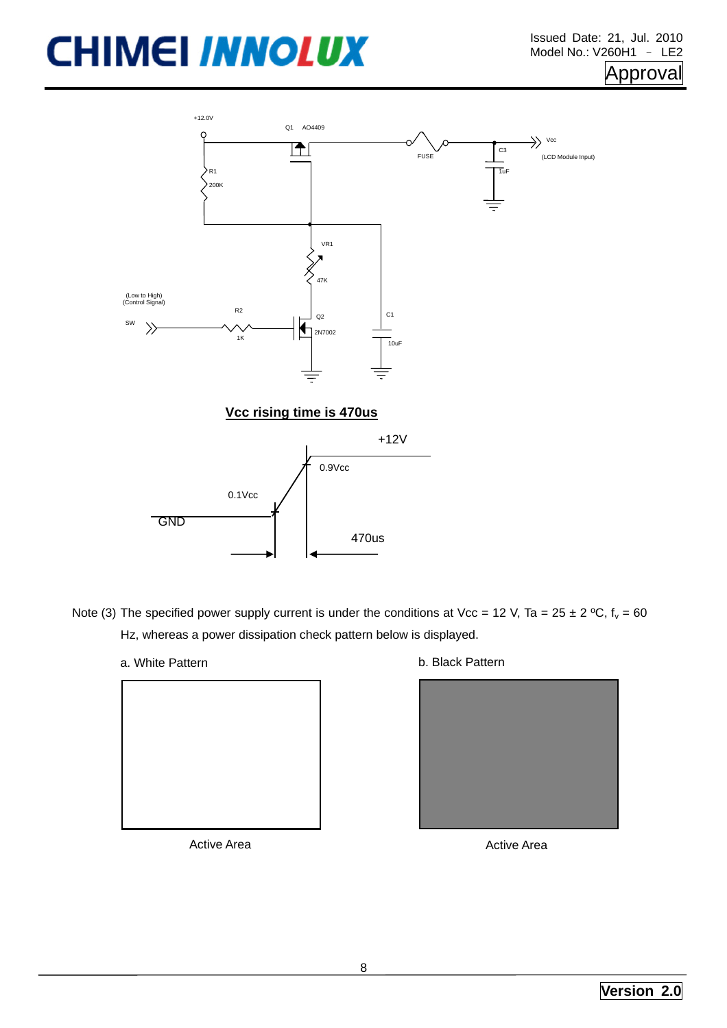+12.0V

Q1 AO4409

FUSE

C3

1uF

Vcc

(LCD Module Input)

R1

200K

VR1

47K

(Low to High)
(Control Signal)

SW

R2

1K

Q2

2N7002

C1

10uF

**Vcc rising time is 470us**

+12V

0.9Vcc

0.1Vcc

GND

470us

Note (3) The specified power supply current is under the conditions at Vcc = 12 V, Ta = 25 ± 2 ºC, $f_v$ = 60 Hz, whereas a power dissipation check pattern below is displayed.

a. White Pattern

Active Area

b. Black Pattern

Active Area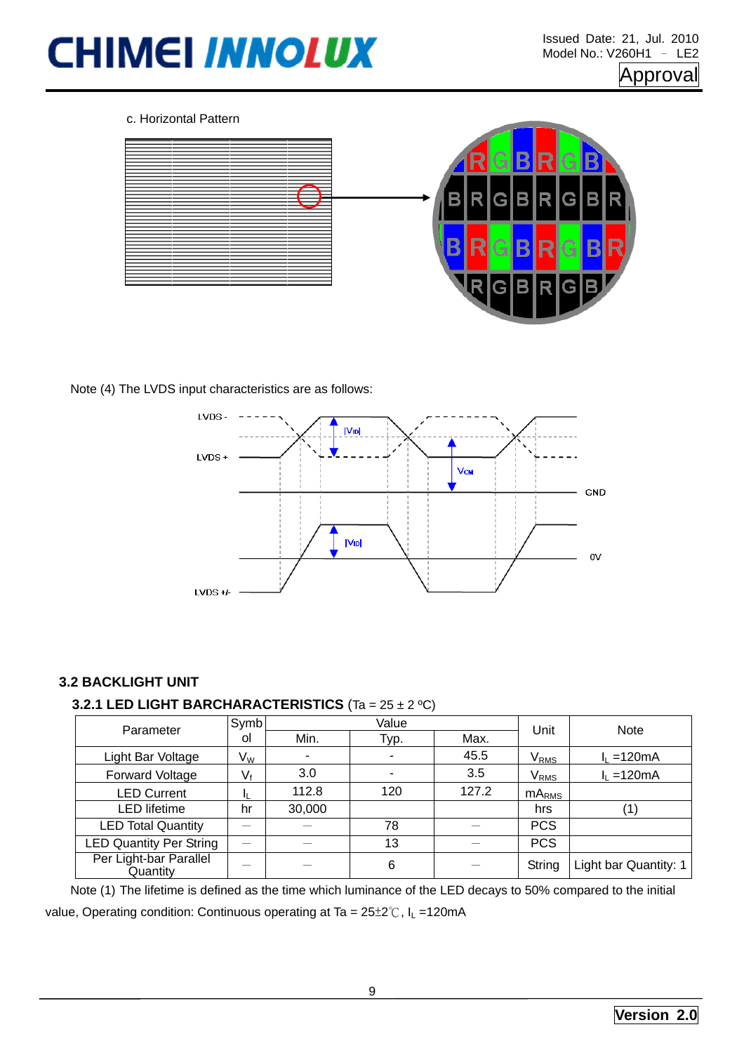c. Horizontal Pattern

Note (4) The LVDS input characteristics are as follows:

### 3.2 BACKLIGHT UNIT

#### 3.2.1 LED LIGHT BARCHARACTERISTICS (Ta = 25 ± 2 ºC)

| Parameter | Symbol | Value | | | Unit | Note |
|---|---|---|---|---|---|---|
| | | Min. | Typ. | Max. | | |
| Light Bar Voltage | $V_W$ | - | - | 45.5 | $V_{RMS}$ | $I_L$ =120mA |
| Forward Voltage | $V_f$ | 3.0 | - | 3.5 | $V_{RMS}$ | $I_L$ =120mA |
| LED Current | $I_L$ | 112.8 | 120 | 127.2 | $mA_{RMS}$ | |
| LED lifetime | hr | 30,000 | | | hrs | (1) |
| LED Total Quantity | — | — | 78 | — | PCS | |
| LED Quantity Per String | — | — | 13 | — | PCS | |
| Per Light-bar Parallel Quantity | — | — | 6 | — | String | Light bar Quantity: 1 |

Note (1) The lifetime is defined as the time which luminance of the LED decays to 50% compared to the initial value, Operating condition: Continuous operating at Ta = 25±2℃, $I_L$ =120mA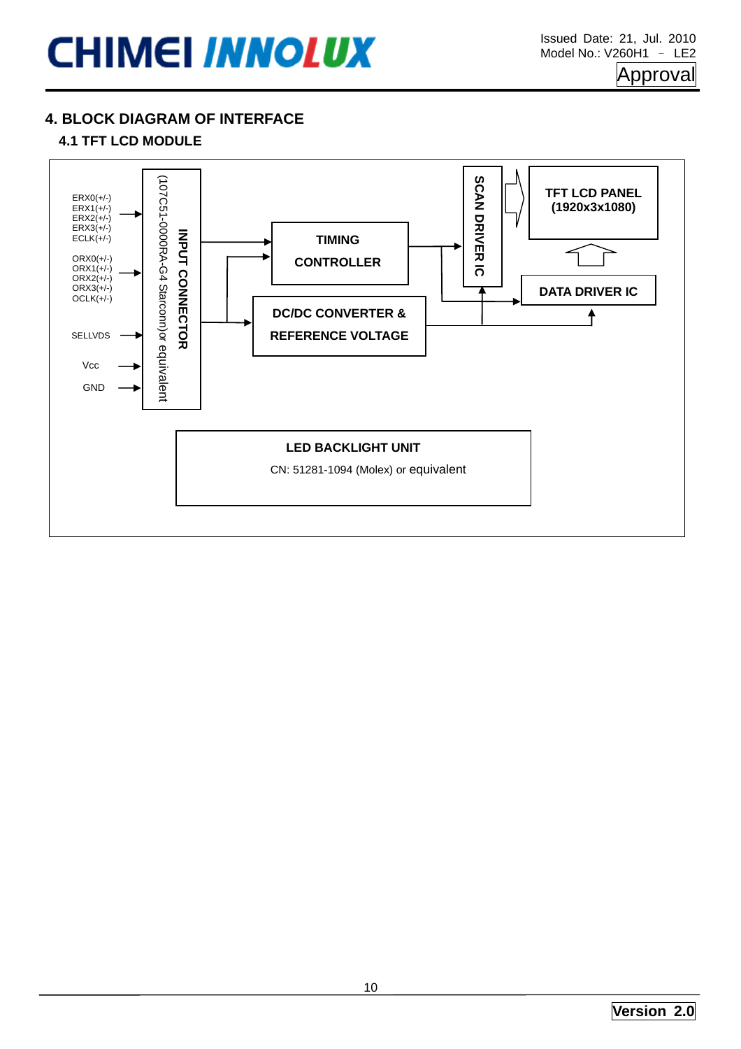## 4. BLOCK DIAGRAM OF INTERFACE

### 4.1 TFT LCD MODULE

ERX0(+/-)
ERX1(+/-)
ERX2(+/-)
ERX3(+/-)
ECLK(+/-)

ORX0(+/-)
ORX1(+/-)
ORX2(+/-)
ORX3(+/-)
OCLK(+/-)

SELLVDS

Vcc

GND

INPUT CONNECTOR (107C51-0000RA-G4 Starconn)or equivalent

TIMING CONTROLLER

DC/DC CONVERTER & REFERENCE VOLTAGE

SCAN DRIVER IC

TFT LCD PANEL (1920x3x1080)

DATA DRIVER IC

LED BACKLIGHT UNIT
CN: 51281-1094 (Molex) or equivalent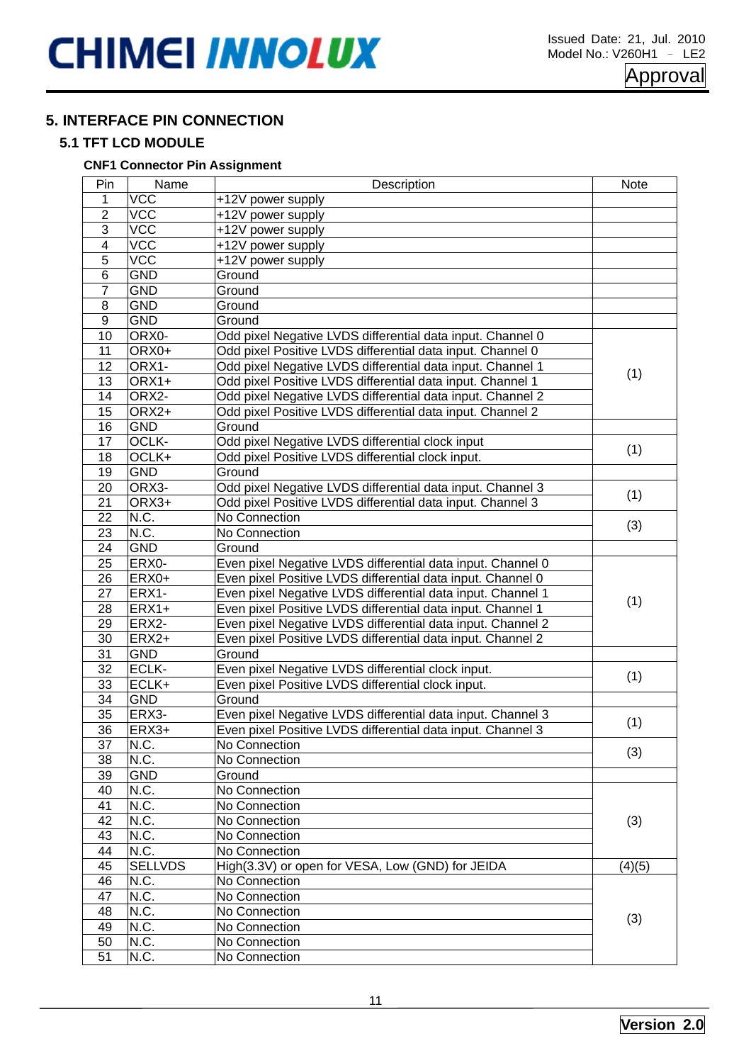## 5. INTERFACE PIN CONNECTION

### 5.1 TFT LCD MODULE

**CNF1 Connector Pin Assignment**

| Pin | Name | Description | Note |
|---|---|---|---|
| 1 | VCC | +12V power supply | |
| 2 | VCC | +12V power supply | |
| 3 | VCC | +12V power supply | |
| 4 | VCC | +12V power supply | |
| 5 | VCC | +12V power supply | |
| 6 | GND | Ground | |
| 7 | GND | Ground | |
| 8 | GND | Ground | |
| 9 | GND | Ground | |
| 10 | ORX0- | Odd pixel Negative LVDS differential data input. Channel 0 | (1) |
| 11 | ORX0+ | Odd pixel Positive LVDS differential data input. Channel 0 | |
| 12 | ORX1- | Odd pixel Negative LVDS differential data input. Channel 1 | |
| 13 | ORX1+ | Odd pixel Positive LVDS differential data input. Channel 1 | |
| 14 | ORX2- | Odd pixel Negative LVDS differential data input. Channel 2 | |
| 15 | ORX2+ | Odd pixel Positive LVDS differential data input. Channel 2 | |
| 16 | GND | Ground | |
| 17 | OCLK- | Odd pixel Negative LVDS differential clock input | (1) |
| 18 | OCLK+ | Odd pixel Positive LVDS differential clock input. | |
| 19 | GND | Ground | |
| 20 | ORX3- | Odd pixel Negative LVDS differential data input. Channel 3 | (1) |
| 21 | ORX3+ | Odd pixel Positive LVDS differential data input. Channel 3 | |
| 22 | N.C. | No Connection | (3) |
| 23 | N.C. | No Connection | |
| 24 | GND | Ground | |
| 25 | ERX0- | Even pixel Negative LVDS differential data input. Channel 0 | (1) |
| 26 | ERX0+ | Even pixel Positive LVDS differential data input. Channel 0 | |
| 27 | ERX1- | Even pixel Negative LVDS differential data input. Channel 1 | |
| 28 | ERX1+ | Even pixel Positive LVDS differential data input. Channel 1 | |
| 29 | ERX2- | Even pixel Negative LVDS differential data input. Channel 2 | |
| 30 | ERX2+ | Even pixel Positive LVDS differential data input. Channel 2 | |
| 31 | GND | Ground | |
| 32 | ECLK- | Even pixel Negative LVDS differential clock input. | (1) |
| 33 | ECLK+ | Even pixel Positive LVDS differential clock input. | |
| 34 | GND | Ground | |
| 35 | ERX3- | Even pixel Negative LVDS differential data input. Channel 3 | (1) |
| 36 | ERX3+ | Even pixel Positive LVDS differential data input. Channel 3 | |
| 37 | N.C. | No Connection | (3) |
| 38 | N.C. | No Connection | |
| 39 | GND | Ground | |
| 40 | N.C. | No Connection | (3) |
| 41 | N.C. | No Connection | |
| 42 | N.C. | No Connection | |
| 43 | N.C. | No Connection | |
| 44 | N.C. | No Connection | |
| 45 | SELLVDS | High(3.3V) or open for VESA, Low (GND) for JEIDA | (4)(5) |
| 46 | N.C. | No Connection | (3) |
| 47 | N.C. | No Connection | |
| 48 | N.C. | No Connection | |
| 49 | N.C. | No Connection | |
| 50 | N.C. | No Connection | |
| 51 | N.C. | No Connection | |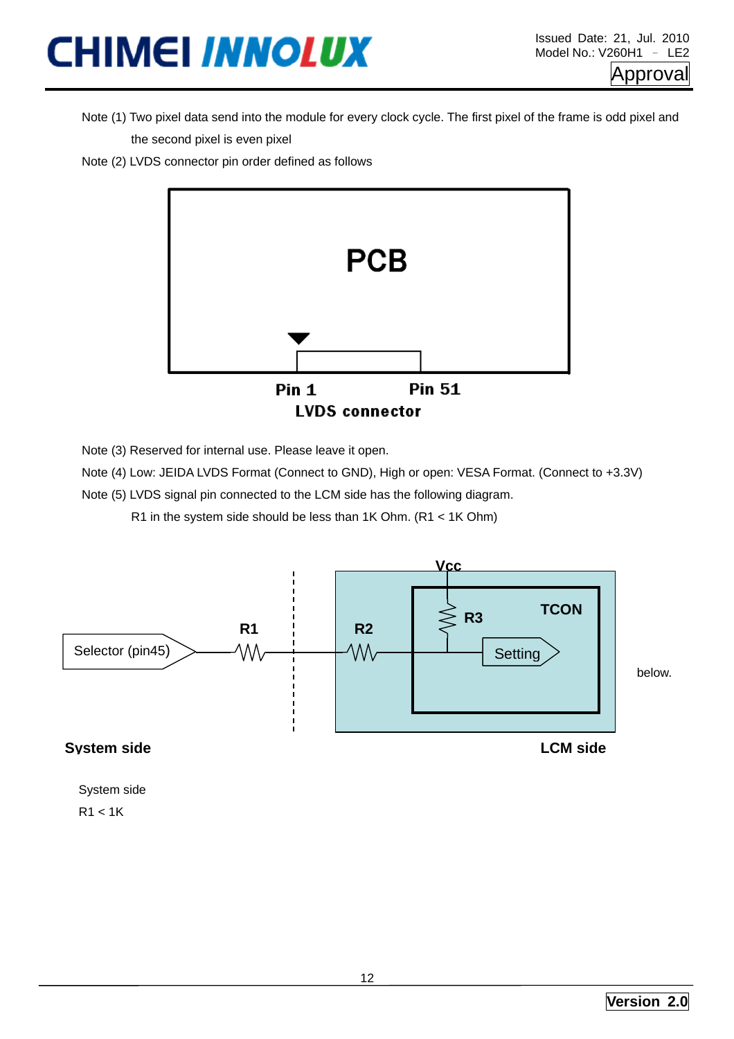Note (1) Two pixel data send into the module for every clock cycle. The first pixel of the frame is odd pixel and the second pixel is even pixel

Note (2) LVDS connector pin order defined as follows

PCB

Pin 1 Pin 51

LVDS connector

Note (3) Reserved for internal use. Please leave it open.

Note (4) Low: JEIDA LVDS Format (Connect to GND), High or open: VESA Format. (Connect to +3.3V)

Note (5) LVDS signal pin connected to the LCM side has the following diagram.

R1 in the system side should be less than 1K Ohm. (R1 < 1K Ohm)

Vcc

R3 TCON

R1 R2

Selector (pin45) Setting

below.

**System side** **LCM side**

System side

R1 < 1K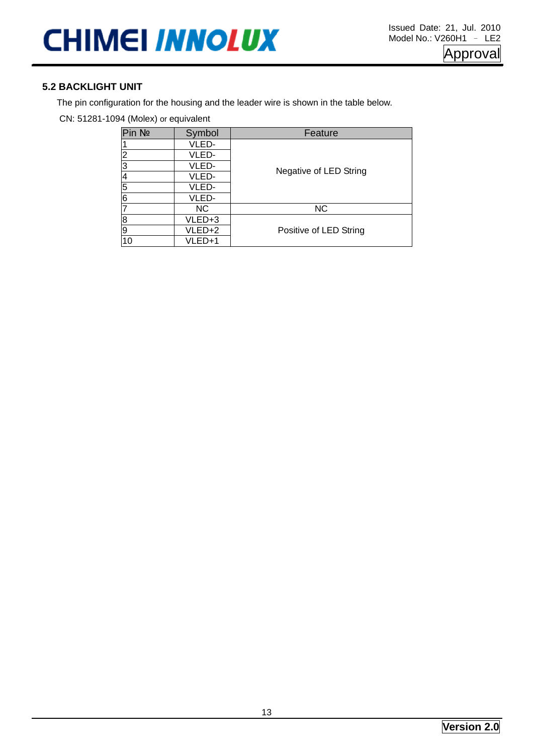## 5.2 BACKLIGHT UNIT

The pin configuration for the housing and the leader wire is shown in the table below.

CN: 51281-1094 (Molex) or equivalent

| Pin № | Symbol | Feature |
|---|---|---|
| 1 | VLED- | Negative of LED String |
| 2 | VLED- | |
| 3 | VLED- | |
| 4 | VLED- | |
| 5 | VLED- | |
| 6 | VLED- | |
| 7 | NC | NC |
| 8 | VLED+3 | Positive of LED String |
| 9 | VLED+2 | |
| 10 | VLED+1 | |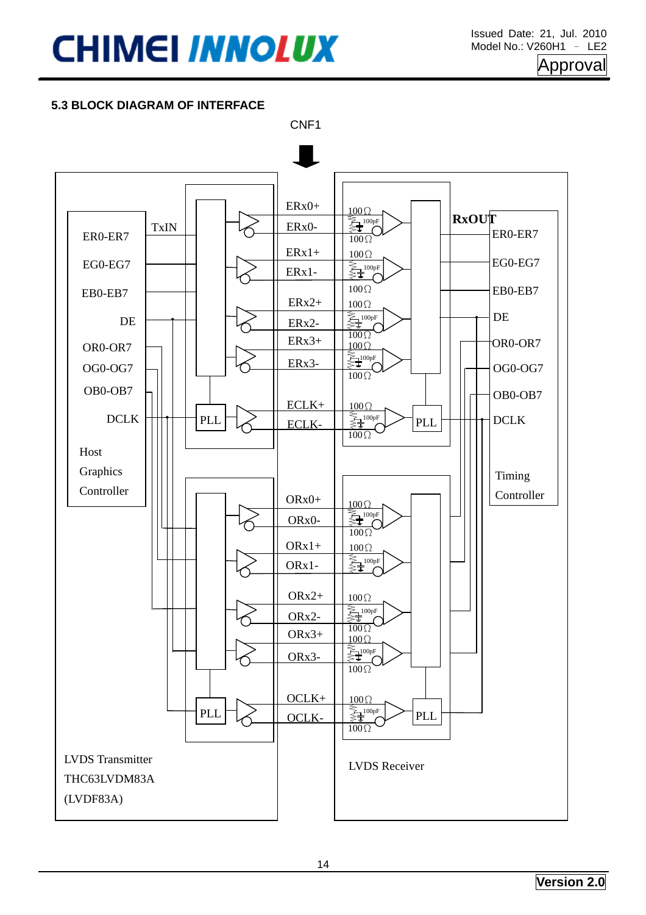### 5.3 BLOCK DIAGRAM OF INTERFACE

CNF1

Host Graphics Controller: ER0-ER7, EG0-EG7, EB0-EB7, DE, OR0-OR7, OG0-OG7, OB0-OB7, DCLK — TxIN

LVDS Transmitter THC63LVDM83A (LVDF83A): PLL, PLL

Signals: ERx0+, ERx0-, ERx1+, ERx1-, ERx2+, ERx2-, ERx3+, ERx3-, ECLK+, ECLK-, ORx0+, ORx0-, ORx1+, ORx1-, ORx2+, ORx2-, ORx3+, ORx3-, OCLK+, OCLK-

Termination: 100Ω, 100pF, 100Ω

LVDS Receiver: PLL, PLL — RxOUT

Timing Controller: ER0-ER7, EG0-EG7, EB0-EB7, DE, OR0-OR7, OG0-OG7, OB0-OB7, DCLK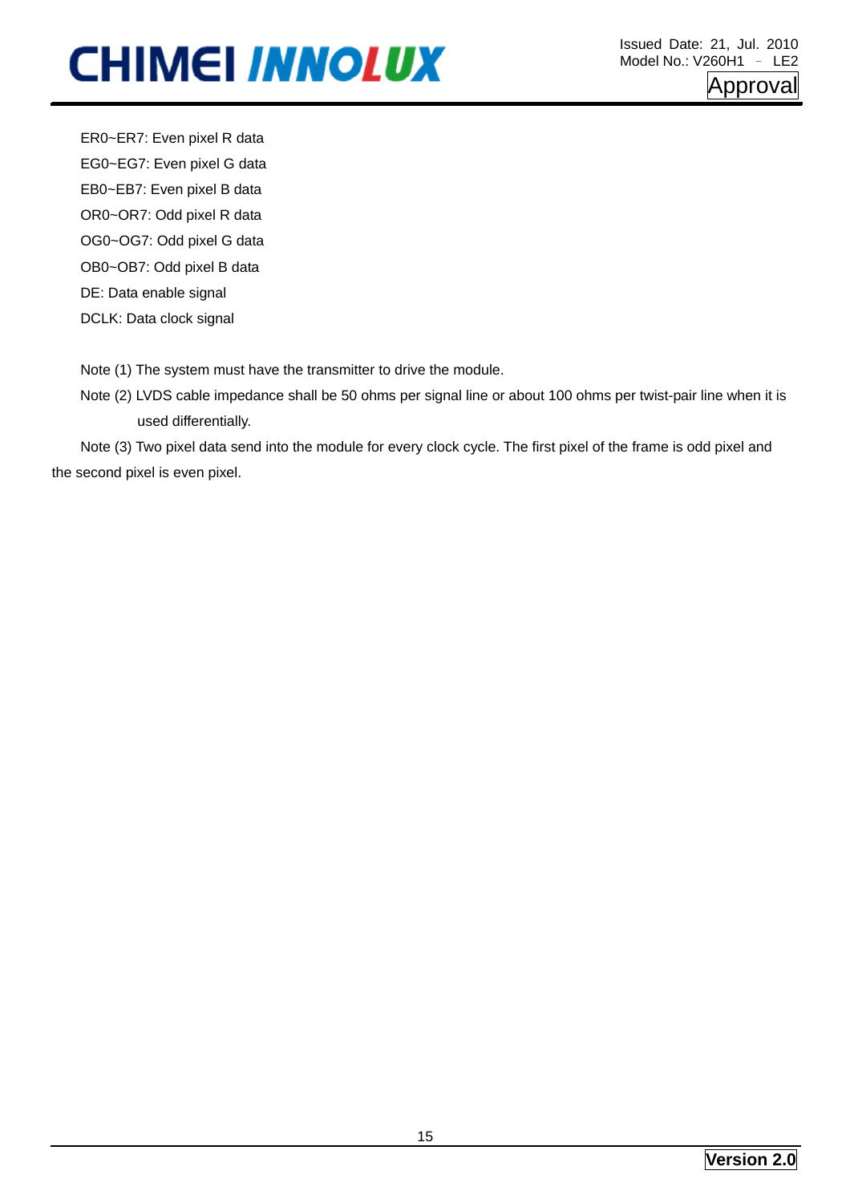ER0~ER7: Even pixel R data

EG0~EG7: Even pixel G data

EB0~EB7: Even pixel B data

OR0~OR7: Odd pixel R data

OG0~OG7: Odd pixel G data

OB0~OB7: Odd pixel B data

DE: Data enable signal

DCLK: Data clock signal

Note (1) The system must have the transmitter to drive the module.

Note (2) LVDS cable impedance shall be 50 ohms per signal line or about 100 ohms per twist-pair line when it is used differentially.

Note (3) Two pixel data send into the module for every clock cycle. The first pixel of the frame is odd pixel and the second pixel is even pixel.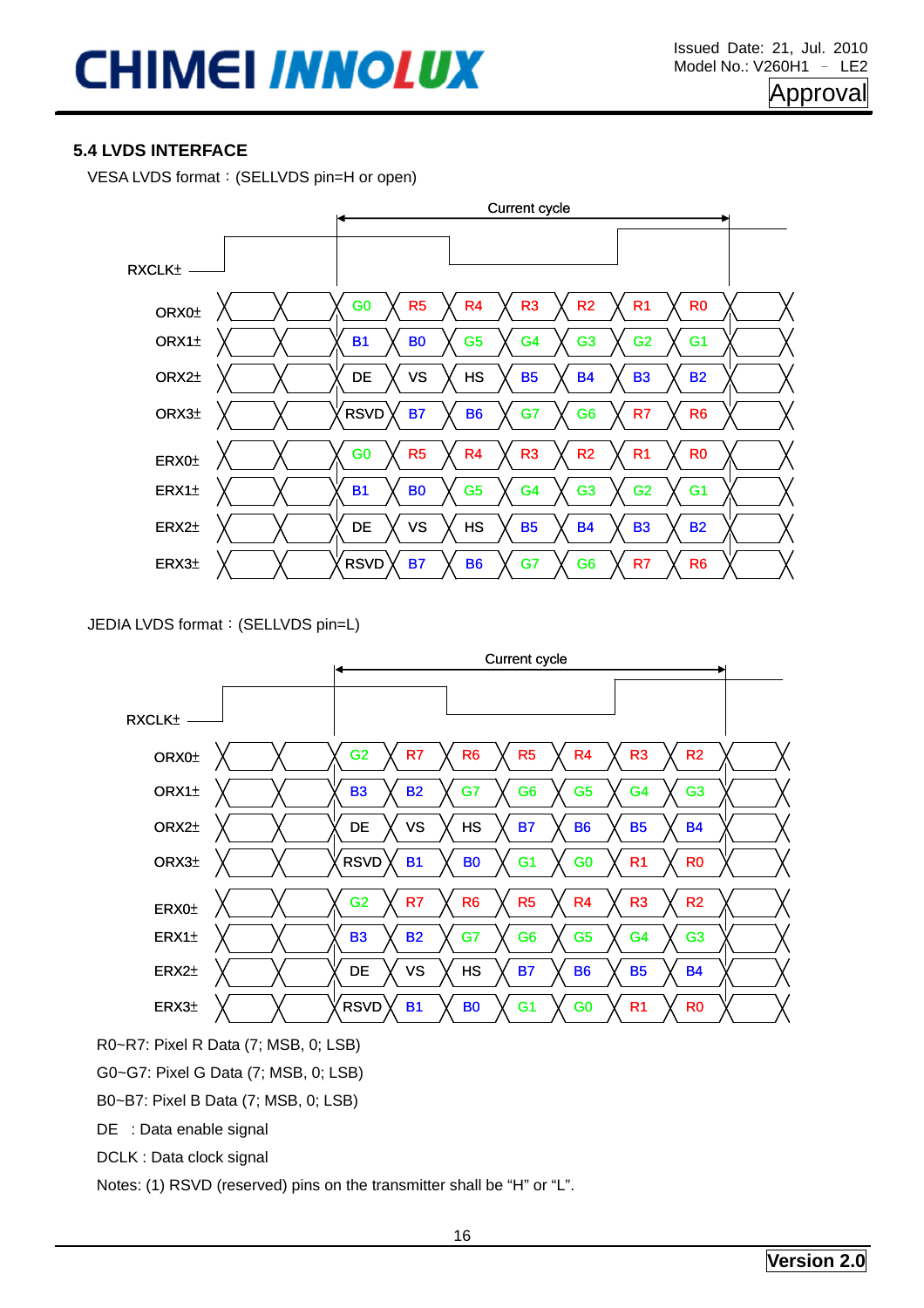### 5.4 LVDS INTERFACE

VESA LVDS format：(SELLVDS pin=H or open)

Current cycle

| RXCLK± | | | | | | | |
|---|---|---|---|---|---|---|---|
| ORX0± | G0 | R5 | R4 | R3 | R2 | R1 | R0 |
| ORX1± | B1 | B0 | G5 | G4 | G3 | G2 | G1 |
| ORX2± | DE | VS | HS | B5 | B4 | B3 | B2 |
| ORX3± | RSVD | B7 | B6 | G7 | G6 | R7 | R6 |
| ERX0± | G0 | R5 | R4 | R3 | R2 | R1 | R0 |
| ERX1± | B1 | B0 | G5 | G4 | G3 | G2 | G1 |
| ERX2± | DE | VS | HS | B5 | B4 | B3 | B2 |
| ERX3± | RSVD | B7 | B6 | G7 | G6 | R7 | R6 |

JEDIA LVDS format：(SELLVDS pin=L)

Current cycle

| RXCLK± | | | | | | | |
|---|---|---|---|---|---|---|---|
| ORX0± | G2 | R7 | R6 | R5 | R4 | R3 | R2 |
| ORX1± | B3 | B2 | G7 | G6 | G5 | G4 | G3 |
| ORX2± | DE | VS | HS | B7 | B6 | B5 | B4 |
| ORX3± | RSVD | B1 | B0 | G1 | G0 | R1 | R0 |
| ERX0± | G2 | R7 | R6 | R5 | R4 | R3 | R2 |
| ERX1± | B3 | B2 | G7 | G6 | G5 | G4 | G3 |
| ERX2± | DE | VS | HS | B7 | B6 | B5 | B4 |
| ERX3± | RSVD | B1 | B0 | G1 | G0 | R1 | R0 |

R0~R7: Pixel R Data (7; MSB, 0; LSB)

G0~G7: Pixel G Data (7; MSB, 0; LSB)

B0~B7: Pixel B Data (7; MSB, 0; LSB)

DE : Data enable signal

DCLK : Data clock signal

Notes: (1) RSVD (reserved) pins on the transmitter shall be “H” or “L”.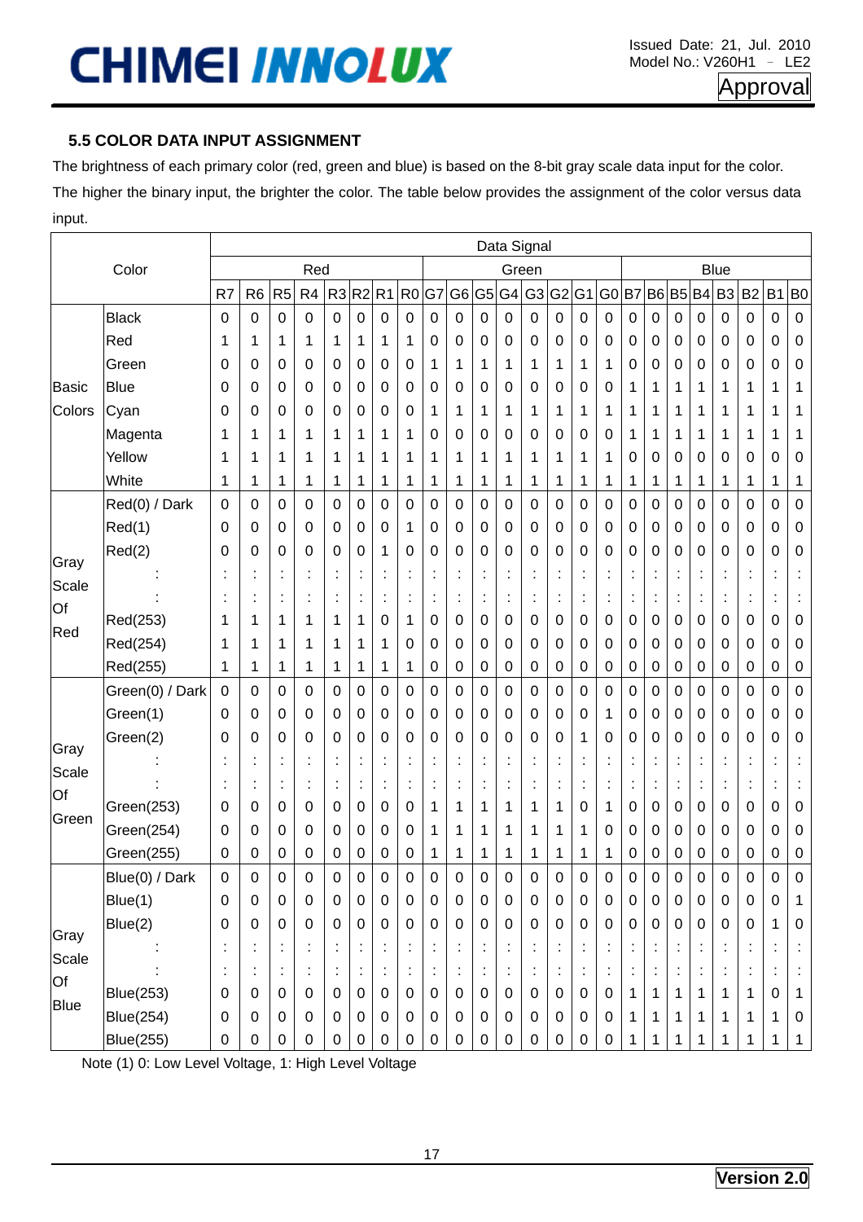### 5.5 COLOR DATA INPUT ASSIGNMENT

The brightness of each primary color (red, green and blue) is based on the 8-bit gray scale data input for the color. The higher the binary input, the brighter the color. The table below provides the assignment of the color versus data input.

| Color | | Data Signal | | | | | | | | | | | | | | | | | | | | | | | |
|---|---|---|---|---|---|---|---|---|---|---|---|---|---|---|---|---|---|---|---|---|---|---|---|---|---|
| | | Red | | | | | | | | Green | | | | | | | | Blue | | | | | | | |
| | | R7 | R6 | R5 | R4 | R3 | R2 | R1 | R0 | G7 | G6 | G5 | G4 | G3 | G2 | G1 | G0 | B7 | B6 | B5 | B4 | B3 | B2 | B1 | B0 |
| Basic Colors | Black | 0 | 0 | 0 | 0 | 0 | 0 | 0 | 0 | 0 | 0 | 0 | 0 | 0 | 0 | 0 | 0 | 0 | 0 | 0 | 0 | 0 | 0 | 0 | 0 |
| | Red | 1 | 1 | 1 | 1 | 1 | 1 | 1 | 1 | 0 | 0 | 0 | 0 | 0 | 0 | 0 | 0 | 0 | 0 | 0 | 0 | 0 | 0 | 0 | 0 |
| | Green | 0 | 0 | 0 | 0 | 0 | 0 | 0 | 0 | 1 | 1 | 1 | 1 | 1 | 1 | 1 | 1 | 0 | 0 | 0 | 0 | 0 | 0 | 0 | 0 |
| | Blue | 0 | 0 | 0 | 0 | 0 | 0 | 0 | 0 | 0 | 0 | 0 | 0 | 0 | 0 | 0 | 0 | 1 | 1 | 1 | 1 | 1 | 1 | 1 | 1 |
| | Cyan | 0 | 0 | 0 | 0 | 0 | 0 | 0 | 0 | 1 | 1 | 1 | 1 | 1 | 1 | 1 | 1 | 1 | 1 | 1 | 1 | 1 | 1 | 1 | 1 |
| | Magenta | 1 | 1 | 1 | 1 | 1 | 1 | 1 | 1 | 0 | 0 | 0 | 0 | 0 | 0 | 0 | 0 | 1 | 1 | 1 | 1 | 1 | 1 | 1 | 1 |
| | Yellow | 1 | 1 | 1 | 1 | 1 | 1 | 1 | 1 | 1 | 1 | 1 | 1 | 1 | 1 | 1 | 1 | 0 | 0 | 0 | 0 | 0 | 0 | 0 | 0 |
| | White | 1 | 1 | 1 | 1 | 1 | 1 | 1 | 1 | 1 | 1 | 1 | 1 | 1 | 1 | 1 | 1 | 1 | 1 | 1 | 1 | 1 | 1 | 1 | 1 |
| Gray Scale Of Red | Red(0) / Dark | 0 | 0 | 0 | 0 | 0 | 0 | 0 | 0 | 0 | 0 | 0 | 0 | 0 | 0 | 0 | 0 | 0 | 0 | 0 | 0 | 0 | 0 | 0 | 0 |
| | Red(1) | 0 | 0 | 0 | 0 | 0 | 0 | 0 | 1 | 0 | 0 | 0 | 0 | 0 | 0 | 0 | 0 | 0 | 0 | 0 | 0 | 0 | 0 | 0 | 0 |
| | Red(2) | 0 | 0 | 0 | 0 | 0 | 0 | 1 | 0 | 0 | 0 | 0 | 0 | 0 | 0 | 0 | 0 | 0 | 0 | 0 | 0 | 0 | 0 | 0 | 0 |
| | : | : | : | : | : | : | : | : | : | : | : | : | : | : | : | : | : | : | : | : | : | : | : | : | : |
| | : | : | : | : | : | : | : | : | : | : | : | : | : | : | : | : | : | : | : | : | : | : | : | : | : |
| | Red(253) | 1 | 1 | 1 | 1 | 1 | 1 | 0 | 1 | 0 | 0 | 0 | 0 | 0 | 0 | 0 | 0 | 0 | 0 | 0 | 0 | 0 | 0 | 0 | 0 |
| | Red(254) | 1 | 1 | 1 | 1 | 1 | 1 | 1 | 0 | 0 | 0 | 0 | 0 | 0 | 0 | 0 | 0 | 0 | 0 | 0 | 0 | 0 | 0 | 0 | 0 |
| | Red(255) | 1 | 1 | 1 | 1 | 1 | 1 | 1 | 1 | 0 | 0 | 0 | 0 | 0 | 0 | 0 | 0 | 0 | 0 | 0 | 0 | 0 | 0 | 0 | 0 |
| Gray Scale Of Green | Green(0) / Dark | 0 | 0 | 0 | 0 | 0 | 0 | 0 | 0 | 0 | 0 | 0 | 0 | 0 | 0 | 0 | 0 | 0 | 0 | 0 | 0 | 0 | 0 | 0 | 0 |
| | Green(1) | 0 | 0 | 0 | 0 | 0 | 0 | 0 | 0 | 0 | 0 | 0 | 0 | 0 | 0 | 0 | 1 | 0 | 0 | 0 | 0 | 0 | 0 | 0 | 0 |
| | Green(2) | 0 | 0 | 0 | 0 | 0 | 0 | 0 | 0 | 0 | 0 | 0 | 0 | 0 | 0 | 1 | 0 | 0 | 0 | 0 | 0 | 0 | 0 | 0 | 0 |
| | : | : | : | : | : | : | : | : | : | : | : | : | : | : | : | : | : | : | : | : | : | : | : | : | : |
| | : | : | : | : | : | : | : | : | : | : | : | : | : | : | : | : | : | : | : | : | : | : | : | : | : |
| | Green(253) | 0 | 0 | 0 | 0 | 0 | 0 | 0 | 0 | 1 | 1 | 1 | 1 | 1 | 1 | 0 | 1 | 0 | 0 | 0 | 0 | 0 | 0 | 0 | 0 |
| | Green(254) | 0 | 0 | 0 | 0 | 0 | 0 | 0 | 0 | 1 | 1 | 1 | 1 | 1 | 1 | 1 | 0 | 0 | 0 | 0 | 0 | 0 | 0 | 0 | 0 |
| | Green(255) | 0 | 0 | 0 | 0 | 0 | 0 | 0 | 0 | 1 | 1 | 1 | 1 | 1 | 1 | 1 | 1 | 0 | 0 | 0 | 0 | 0 | 0 | 0 | 0 |
| Gray Scale Of Blue | Blue(0) / Dark | 0 | 0 | 0 | 0 | 0 | 0 | 0 | 0 | 0 | 0 | 0 | 0 | 0 | 0 | 0 | 0 | 0 | 0 | 0 | 0 | 0 | 0 | 0 | 0 |
| | Blue(1) | 0 | 0 | 0 | 0 | 0 | 0 | 0 | 0 | 0 | 0 | 0 | 0 | 0 | 0 | 0 | 0 | 0 | 0 | 0 | 0 | 0 | 0 | 0 | 1 |
| | Blue(2) | 0 | 0 | 0 | 0 | 0 | 0 | 0 | 0 | 0 | 0 | 0 | 0 | 0 | 0 | 0 | 0 | 0 | 0 | 0 | 0 | 0 | 0 | 1 | 0 |
| | : | : | : | : | : | : | : | : | : | : | : | : | : | : | : | : | : | : | : | : | : | : | : | : | : |
| | : | : | : | : | : | : | : | : | : | : | : | : | : | : | : | : | : | : | : | : | : | : | : | : | : |
| | Blue(253) | 0 | 0 | 0 | 0 | 0 | 0 | 0 | 0 | 0 | 0 | 0 | 0 | 0 | 0 | 0 | 0 | 1 | 1 | 1 | 1 | 1 | 1 | 0 | 1 |
| | Blue(254) | 0 | 0 | 0 | 0 | 0 | 0 | 0 | 0 | 0 | 0 | 0 | 0 | 0 | 0 | 0 | 0 | 1 | 1 | 1 | 1 | 1 | 1 | 1 | 0 |
| | Blue(255) | 0 | 0 | 0 | 0 | 0 | 0 | 0 | 0 | 0 | 0 | 0 | 0 | 0 | 0 | 0 | 0 | 1 | 1 | 1 | 1 | 1 | 1 | 1 | 1 |

Note (1) 0: Low Level Voltage, 1: High Level Voltage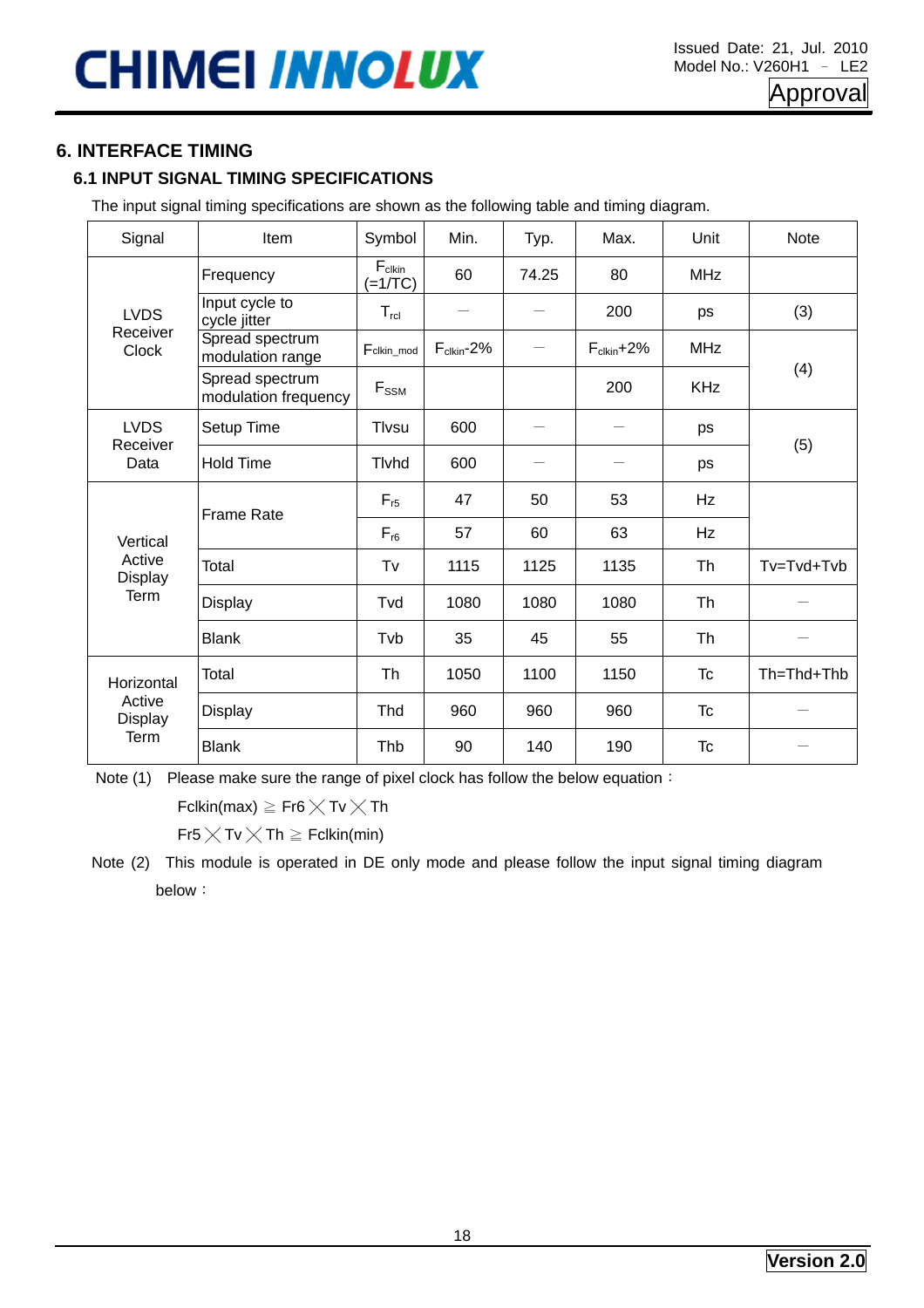## 6. INTERFACE TIMING

### 6.1 INPUT SIGNAL TIMING SPECIFICATIONS

The input signal timing specifications are shown as the following table and timing diagram.

| Signal | Item | Symbol | Min. | Typ. | Max. | Unit | Note |
|---|---|---|---|---|---|---|---|
| LVDS Receiver Clock | Frequency | $F_{clkin}$ (=1/TC) | 60 | 74.25 | 80 | MHz | |
| | Input cycle to cycle jitter | $T_{rcl}$ | — | — | 200 | ps | (3) |
| | Spread spectrum modulation range | $F_{clkin\_mod}$ | $F_{clkin}$-2% | — | $F_{clkin}$+2% | MHz | (4) |
| | Spread spectrum modulation frequency | $F_{SSM}$ | | | 200 | KHz | |
| LVDS Receiver Data | Setup Time | Tlvsu | 600 | — | — | ps | (5) |
| | Hold Time | Tlvhd | 600 | — | — | ps | |
| Vertical Active Display Term | Frame Rate | $F_{r5}$ | 47 | 50 | 53 | Hz | |
| | | $F_{r6}$ | 57 | 60 | 63 | Hz | |
| | Total | Tv | 1115 | 1125 | 1135 | Th | Tv=Tvd+Tvb |
| | Display | Tvd | 1080 | 1080 | 1080 | Th | — |
| | Blank | Tvb | 35 | 45 | 55 | Th | — |
| Horizontal Active Display Term | Total | Th | 1050 | 1100 | 1150 | Tc | Th=Thd+Thb |
| | Display | Thd | 960 | 960 | 960 | Tc | — |
| | Blank | Thb | 90 | 140 | 190 | Tc | — |

Note (1) Please make sure the range of pixel clock has follow the below equation：

$$Fclkin(max) \geq Fr6 \times Tv \times Th$$

$$Fr5 \times Tv \times Th \geq Fclkin(min)$$

Note (2) This module is operated in DE only mode and please follow the input signal timing diagram below：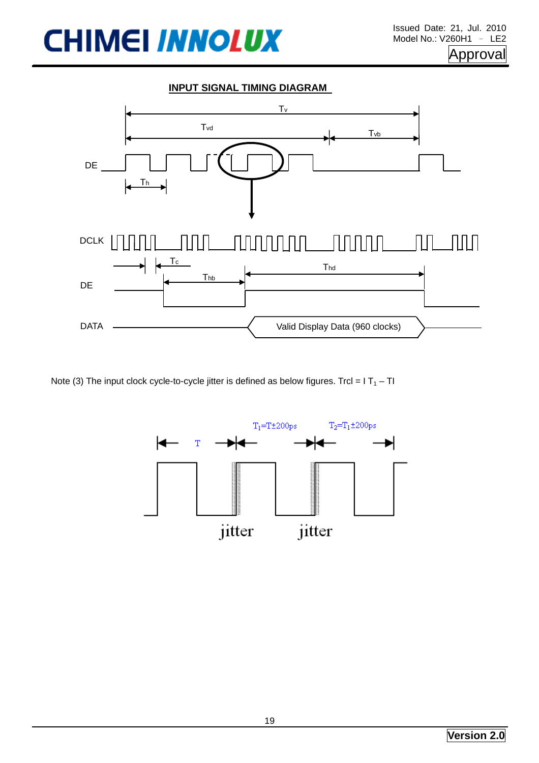## INPUT SIGNAL TIMING DIAGRAM

Note (3) The input clock cycle-to-cycle jitter is defined as below figures. Trcl = I $T_1$ – TI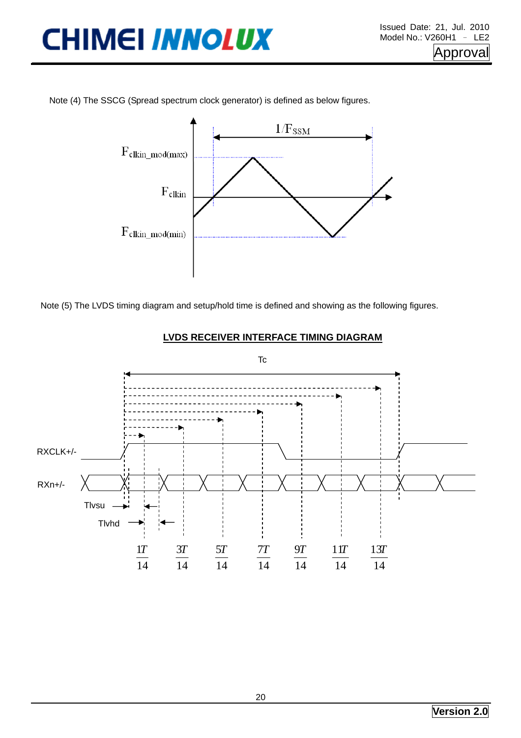Note (4) The SSCG (Spread spectrum clock generator) is defined as below figures.

$1/F_{SSM}$

$F_{clkin\_mod(max)}$

$F_{clkin}$

$F_{clkin\_mod(min)}$

Note (5) The LVDS timing diagram and setup/hold time is defined and showing as the following figures.

**LVDS RECEIVER INTERFACE TIMING DIAGRAM**

Tc

RXCLK+/-

RXn+/-

Tlvsu

Tlvhd

$\frac{1T}{14}$ $\frac{3T}{14}$ $\frac{5T}{14}$ $\frac{7T}{14}$ $\frac{9T}{14}$ $\frac{11T}{14}$ $\frac{13T}{14}$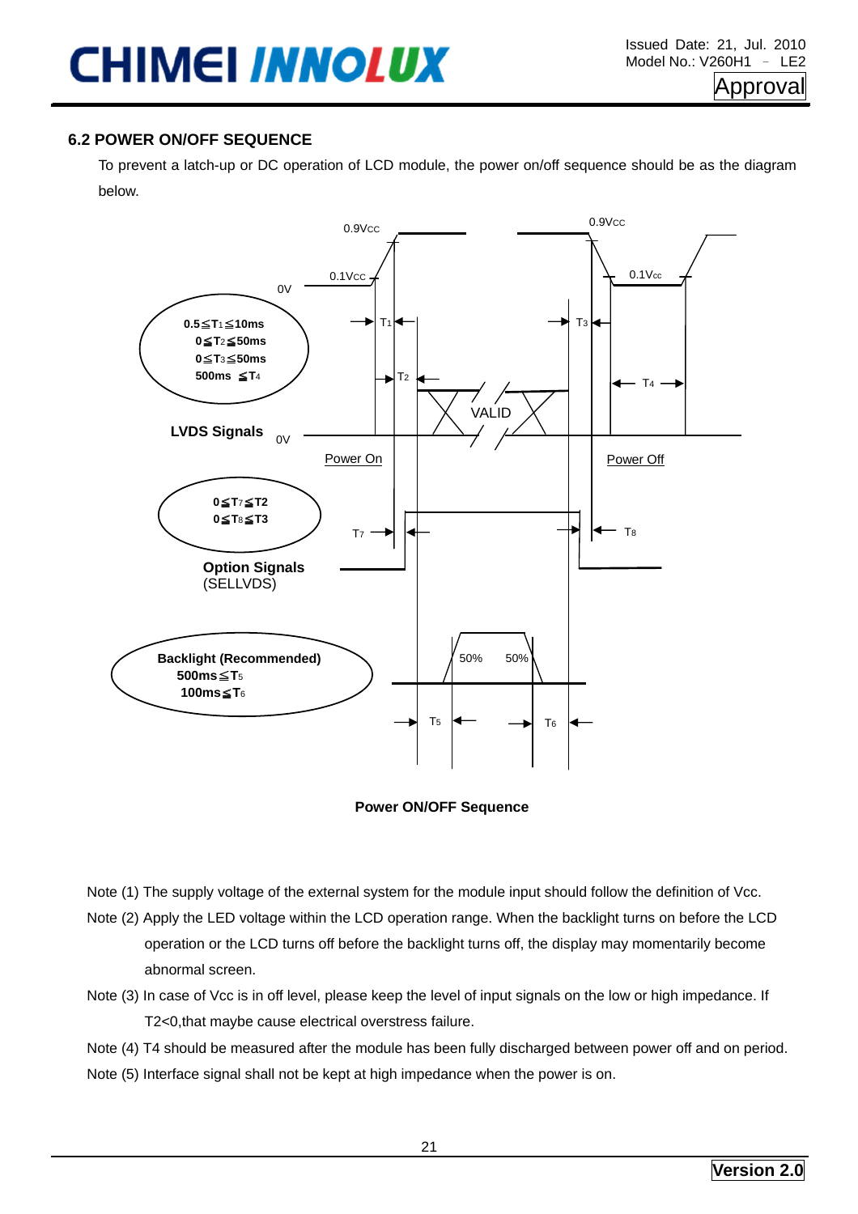### 6.2 POWER ON/OFF SEQUENCE

To prevent a latch-up or DC operation of LCD module, the power on/off sequence should be as the diagram below.

**Power ON/OFF Sequence**

Note (1) The supply voltage of the external system for the module input should follow the definition of Vcc.

Note (2) Apply the LED voltage within the LCD operation range. When the backlight turns on before the LCD operation or the LCD turns off before the backlight turns off, the display may momentarily become abnormal screen.

Note (3) In case of Vcc is in off level, please keep the level of input signals on the low or high impedance. If T2<0,that maybe cause electrical overstress failure.

Note (4) T4 should be measured after the module has been fully discharged between power off and on period.

Note (5) Interface signal shall not be kept at high impedance when the power is on.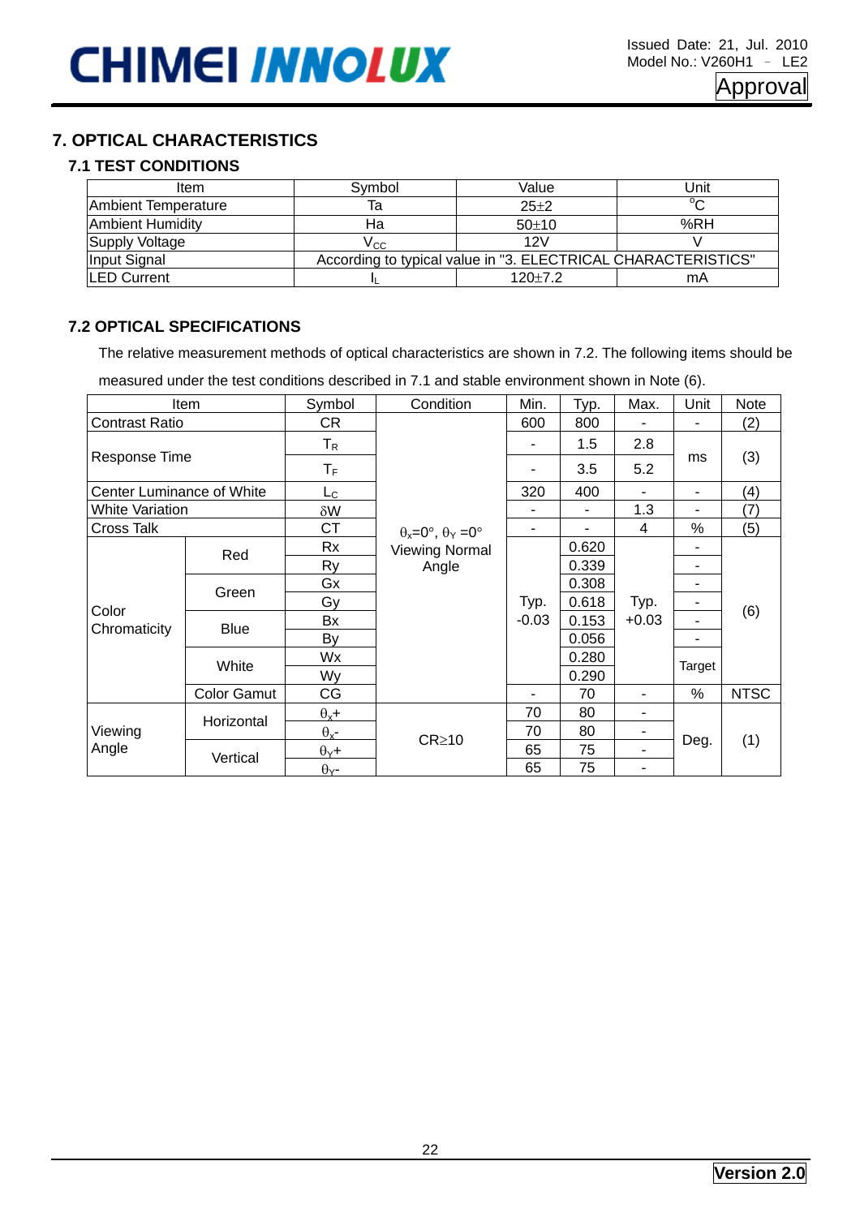## 7. OPTICAL CHARACTERISTICS

### 7.1 TEST CONDITIONS

| Item | Symbol | Value | Unit |
|---|---|---|---|
| Ambient Temperature | Ta | 25±2 | $^{o}$C |
| Ambient Humidity | Ha | 50±10 | %RH |
| Supply Voltage | $V_{CC}$ | 12V | V |
| Input Signal | According to typical value in "3. ELECTRICAL CHARACTERISTICS" | | |
| LED Current | $I_L$ | 120±7.2 | mA |

### 7.2 OPTICAL SPECIFICATIONS

The relative measurement methods of optical characteristics are shown in 7.2. The following items should be measured under the test conditions described in 7.1 and stable environment shown in Note (6).

| Item | | Symbol | Condition | Min. | Typ. | Max. | Unit | Note |
|---|---|---|---|---|---|---|---|---|
| Contrast Ratio | | CR | $\theta_x$=0°, $\theta_Y$=0° Viewing Normal Angle | 600 | 800 | - | - | (2) |
| Response Time | | $T_R$ | | - | 1.5 | 2.8 | ms | (3) |
| | | $T_F$ | | - | 3.5 | 5.2 | | |
| Center Luminance of White | | $L_C$ | | 320 | 400 | - | - | (4) |
| White Variation | | δW | | - | - | 1.3 | - | (7) |
| Cross Talk | | CT | | - | - | 4 | % | (5) |
| Color Chromaticity | Red | Rx | | Typ. -0.03 | 0.620 | Typ. +0.03 | - | (6) |
| | | Ry | | | 0.339 | | - | |
| | Green | Gx | | | 0.308 | | - | |
| | | Gy | | | 0.618 | | - | |
| | Blue | Bx | | | 0.153 | | - | |
| | | By | | | 0.056 | | - | |
| | White | Wx | | | 0.280 | | Target | |
| | | Wy | | | 0.290 | | | |
| | Color Gamut | CG | | - | 70 | - | % | NTSC |
| Viewing Angle | Horizontal | $\theta_x$+ | CR≥10 | 70 | 80 | - | Deg. | (1) |
| | | $\theta_x$- | | 70 | 80 | - | | |
| | Vertical | $\theta_Y$+ | | 65 | 75 | - | | |
| | | $\theta_Y$- | | 65 | 75 | - | | |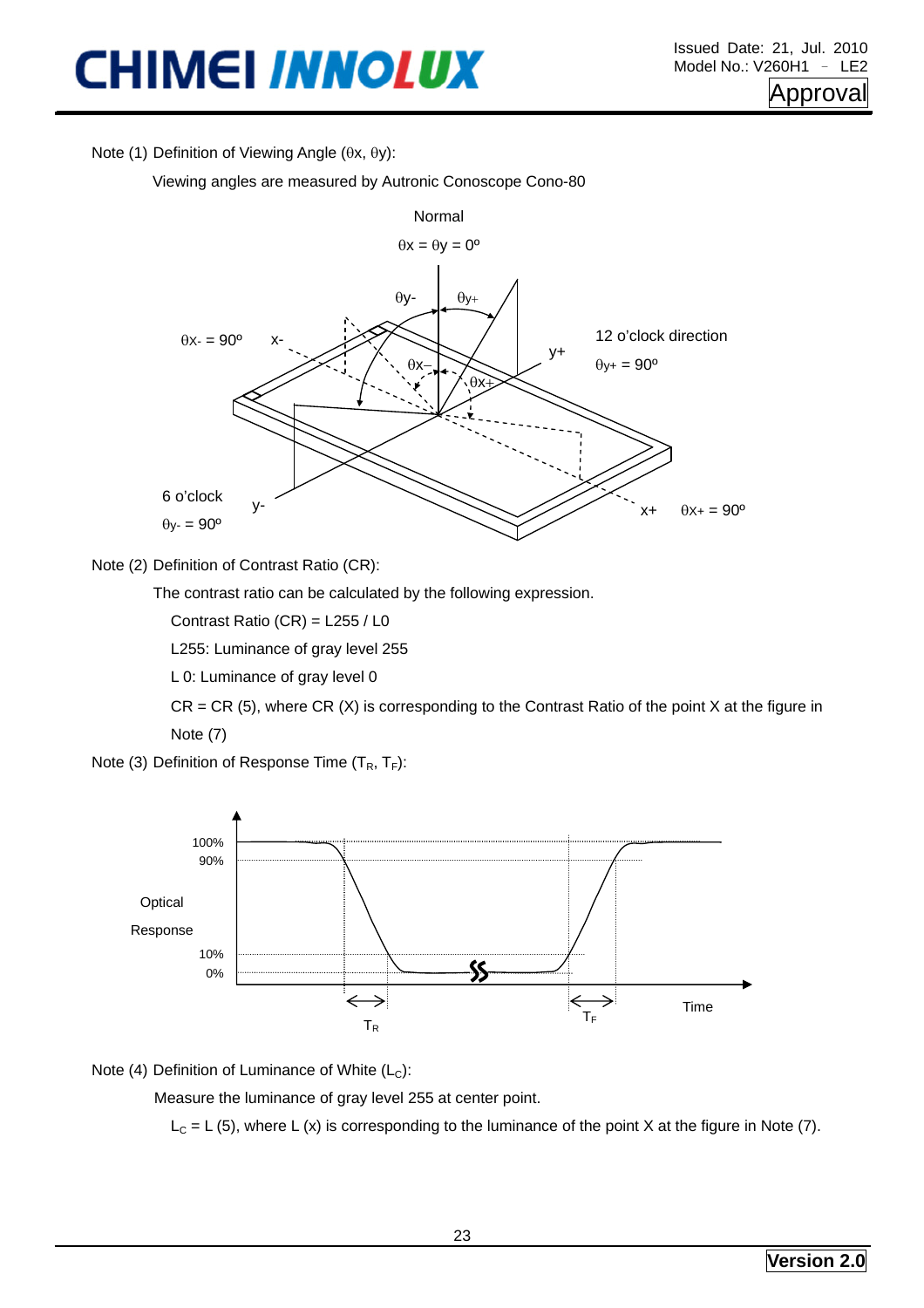Note (1) Definition of Viewing Angle ($\theta x$, $\theta y$):

Viewing angles are measured by Autronic Conoscope Cono-80

Normal

$\theta x = \theta y = 0^{o}$

$\theta y-$ $\theta y+$

$\theta x- = 90^{o}$ x- 12 o'clock direction

y+ $\theta y+ = 90^{o}$

$\theta x-$ $\theta x+$

6 o'clock y-

$\theta y- = 90^{o}$ x+ $\theta x+ = 90^{o}$

Note (2) Definition of Contrast Ratio (CR):

The contrast ratio can be calculated by the following expression.

Contrast Ratio (CR) = L255 / L0

L255: Luminance of gray level 255

L 0: Luminance of gray level 0

CR = CR (5), where CR (X) is corresponding to the Contrast Ratio of the point X at the figure in Note (7)

Note (3) Definition of Response Time ($T_R$, $T_F$):

Optical Response: 100%, 90%, 10%, 0%

Time

$T_R$ $T_F$

Note (4) Definition of Luminance of White ($L_C$):

Measure the luminance of gray level 255 at center point.

$L_C$ = L (5), where L (x) is corresponding to the luminance of the point X at the figure in Note (7).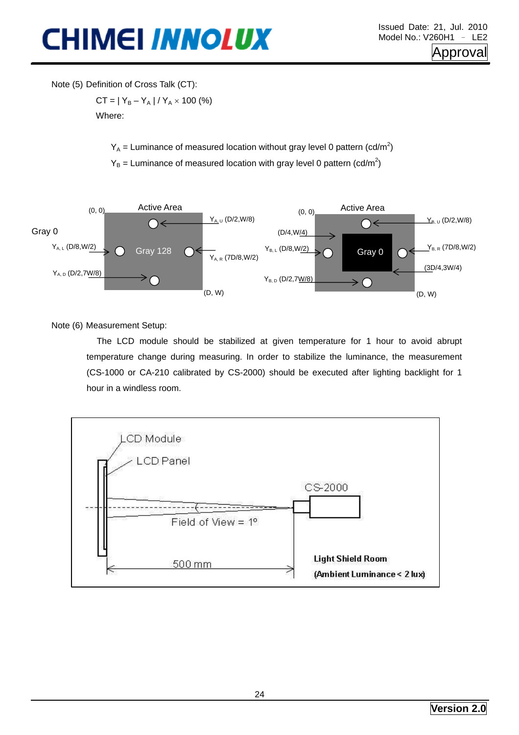Note (5) Definition of Cross Talk (CT):

$$CT = | Y_B - Y_A | / Y_A \times 100\ (\%)$$

Where:

$Y_A$ = Luminance of measured location without gray level 0 pattern (cd/m$^2$)

$Y_B$ = Luminance of measured location with gray level 0 pattern (cd/m$^2$)

Note (6) Measurement Setup:

The LCD module should be stabilized at given temperature for 1 hour to avoid abrupt temperature change during measuring. In order to stabilize the luminance, the measurement (CS-1000 or CA-210 calibrated by CS-2000) should be executed after lighting backlight for 1 hour in a windless room.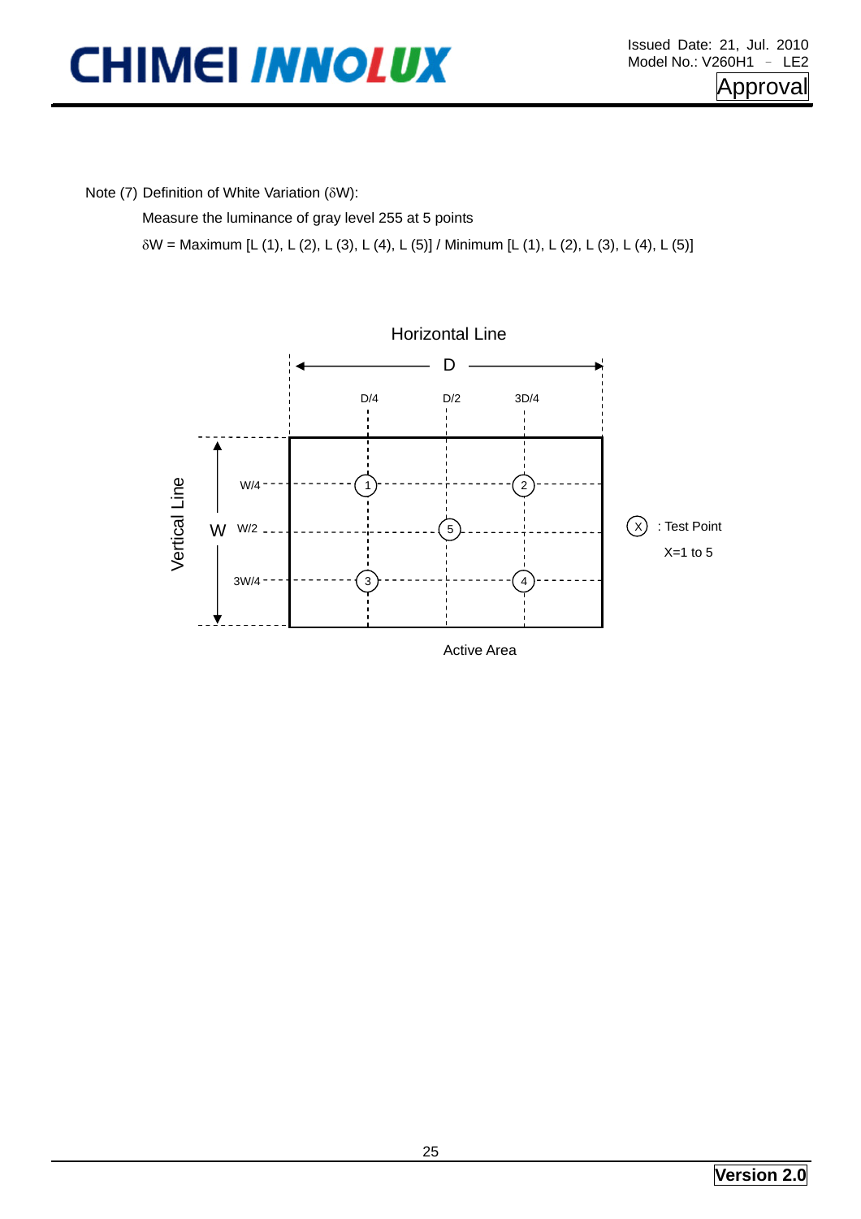Note (7) Definition of White Variation (δW):

Measure the luminance of gray level 255 at 5 points

δW = Maximum [L (1), L (2), L (3), L (4), L (5)] / Minimum [L (1), L (2), L (3), L (4), L (5)]

Horizontal Line

D

D/4 D/2 3D/4

Vertical Line

W

W/4

W/2

3W/4

(X) : Test Point

X=1 to 5

Active Area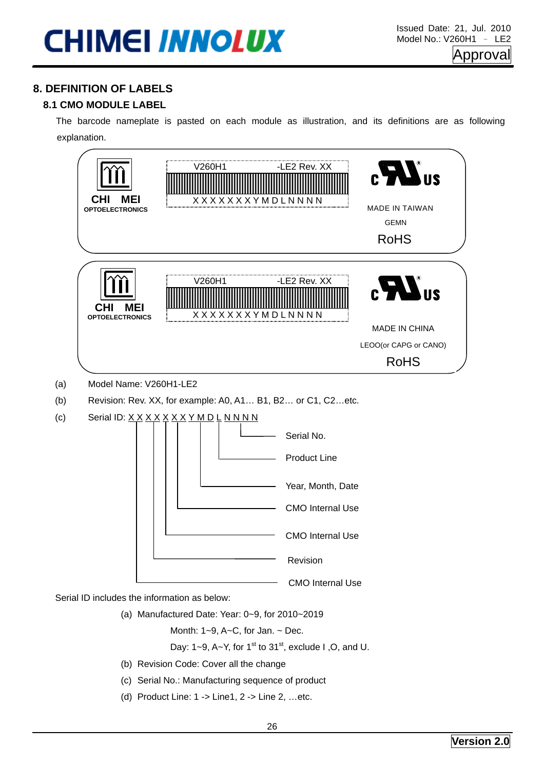## 8. DEFINITION OF LABELS

### 8.1 CMO MODULE LABEL

The barcode nameplate is pasted on each module as illustration, and its definitions are as following explanation.

CHI MEI
OPTOELECTRONICS

V260H1 -LE2 Rev. XX

X X X X X X X Y M D L N N N N

MADE IN TAIWAN

GEMN

RoHS

CHI MEI
OPTOELECTRONICS

V260H1 -LE2 Rev. XX

X X X X X X X Y M D L N N N N

MADE IN CHINA

LEOO(or CAPG or CANO)

RoHS

(a) Model Name: V260H1-LE2

(b) Revision: Rev. XX, for example: A0, A1… B1, B2… or C1, C2…etc.

(c) Serial ID: X X X X X X X Y M D L N N N N

- Serial No.
- Product Line
- Year, Month, Date
- CMO Internal Use
- CMO Internal Use
- Revision
- CMO Internal Use

Serial ID includes the information as below:

(a) Manufactured Date: Year: 0~9, for 2010~2019

Month: 1~9, A~C, for Jan. ~ Dec.

Day: 1~9, A~Y, for 1st to 31st, exclude I ,O, and U.

(b) Revision Code: Cover all the change

(c) Serial No.: Manufacturing sequence of product

(d) Product Line: 1 -> Line1, 2 -> Line 2, …etc.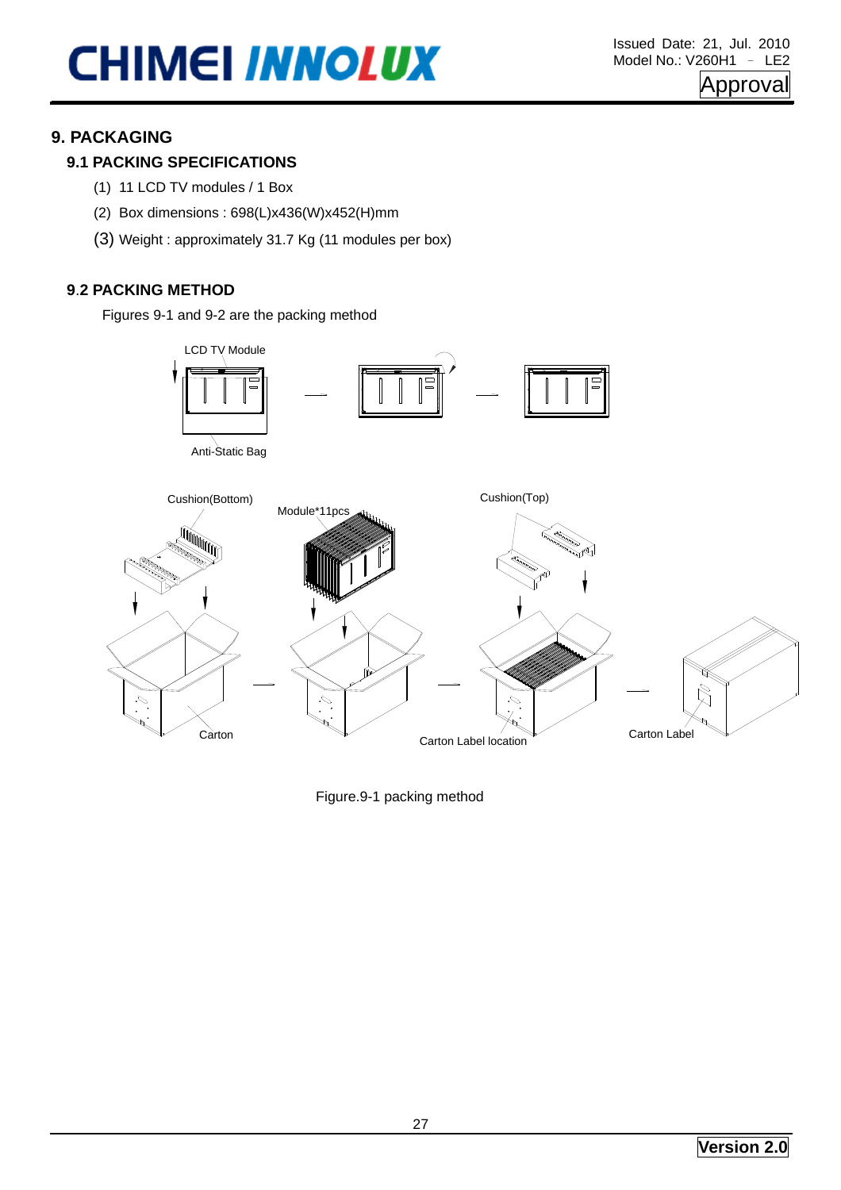# 9. PACKAGING

## 9.1 PACKING SPECIFICATIONS

(1) 11 LCD TV modules / 1 Box

(2) Box dimensions : 698(L)x436(W)x452(H)mm

(3) Weight : approximately 31.7 Kg (11 modules per box)

## 9.2 PACKING METHOD

Figures 9-1 and 9-2 are the packing method

Figure.9-1 packing method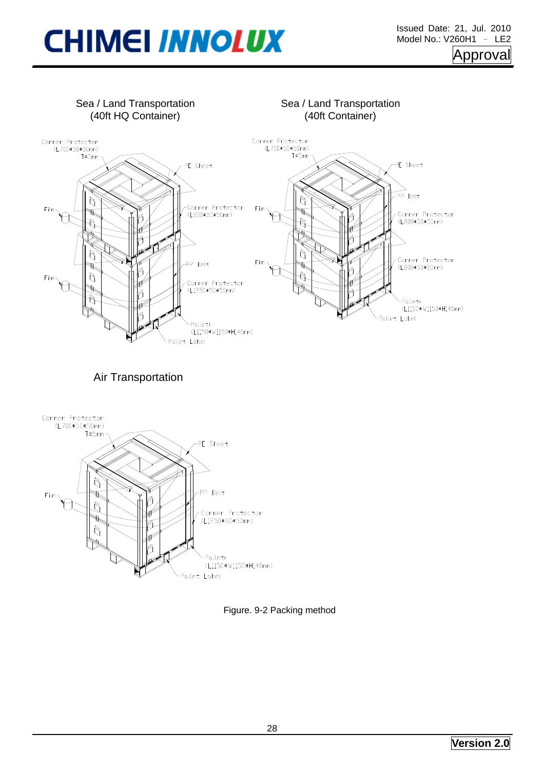Sea / Land Transportation
(40ft HQ Container)

Corner Protector
(L700*50*50mm)
T=5mm

PE Sheet

Film

Corner Protector
(L800*50*50mm)

PP Belt

Corner Protector
(L1250*50*50mm)

Pallet
(L1150*W1150*H140mm)

Pallet Label

Sea / Land Transportation
(40ft Container)

Corner Protector
(L700*50*50mm)
T=5mm

PE Sheet

PP Belt

Film

Corner Protector
(L800*50*50mm)

Corner Protector
(L800*50*50mm)

Pallet
(L1150*W1150*H140mm)

Pallet Label

Air Transportation

Corner Protector
(L700*50*50mm)
T=5mm

PE Sheet

Film

PP Belt

Corner Protector
(L1250*50*50mm)

Pallet
(L1150*W1150*H140mm)

Pallet Label

Figure. 9-2 Packing method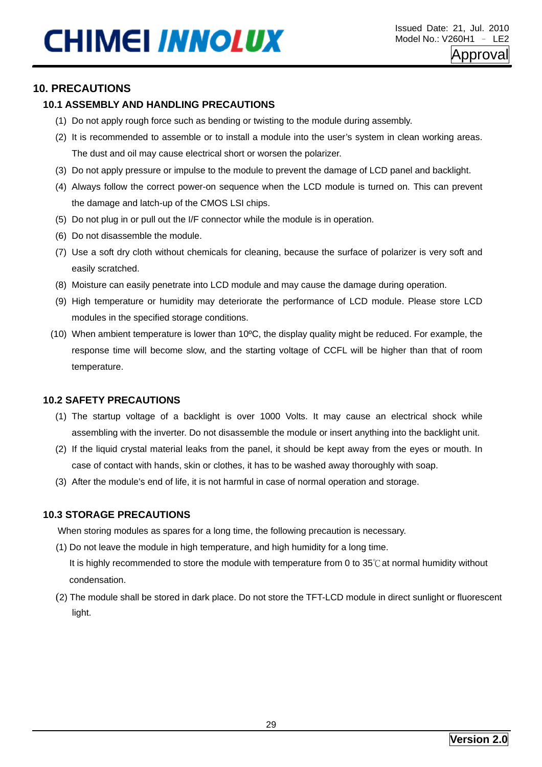# 10. PRECAUTIONS

## 10.1 ASSEMBLY AND HANDLING PRECAUTIONS

(1) Do not apply rough force such as bending or twisting to the module during assembly.

(2) It is recommended to assemble or to install a module into the user's system in clean working areas. The dust and oil may cause electrical short or worsen the polarizer.

(3) Do not apply pressure or impulse to the module to prevent the damage of LCD panel and backlight.

(4) Always follow the correct power-on sequence when the LCD module is turned on. This can prevent the damage and latch-up of the CMOS LSI chips.

(5) Do not plug in or pull out the I/F connector while the module is in operation.

(6) Do not disassemble the module.

(7) Use a soft dry cloth without chemicals for cleaning, because the surface of polarizer is very soft and easily scratched.

(8) Moisture can easily penetrate into LCD module and may cause the damage during operation.

(9) High temperature or humidity may deteriorate the performance of LCD module. Please store LCD modules in the specified storage conditions.

(10) When ambient temperature is lower than 10ºC, the display quality might be reduced. For example, the response time will become slow, and the starting voltage of CCFL will be higher than that of room temperature.

## 10.2 SAFETY PRECAUTIONS

(1) The startup voltage of a backlight is over 1000 Volts. It may cause an electrical shock while assembling with the inverter. Do not disassemble the module or insert anything into the backlight unit.

(2) If the liquid crystal material leaks from the panel, it should be kept away from the eyes or mouth. In case of contact with hands, skin or clothes, it has to be washed away thoroughly with soap.

(3) After the module's end of life, it is not harmful in case of normal operation and storage.

## 10.3 STORAGE PRECAUTIONS

When storing modules as spares for a long time, the following precaution is necessary.

(1) Do not leave the module in high temperature, and high humidity for a long time.
It is highly recommended to store the module with temperature from 0 to 35℃ at normal humidity without condensation.

(2) The module shall be stored in dark place. Do not store the TFT-LCD module in direct sunlight or fluorescent light.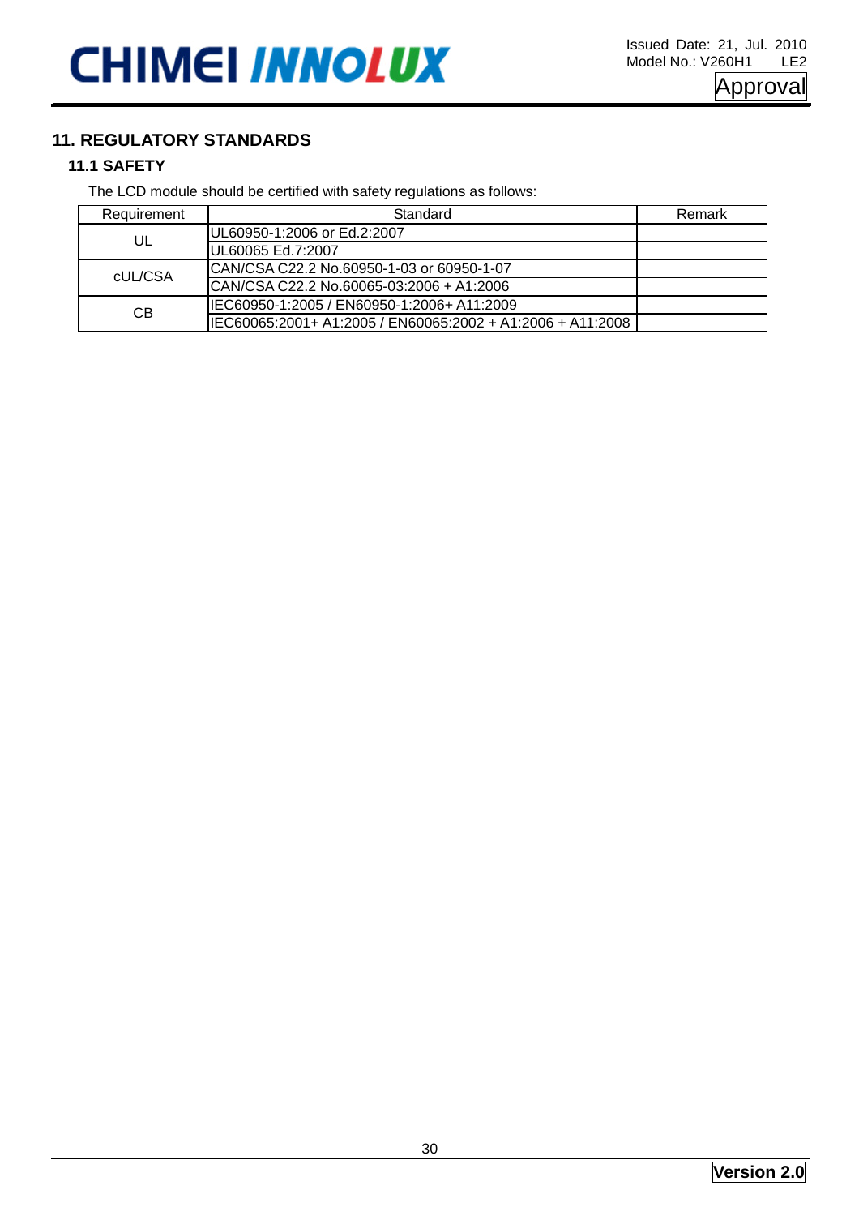# 11. REGULATORY STANDARDS

## 11.1 SAFETY

The LCD module should be certified with safety regulations as follows:

| Requirement | Standard | Remark |
|---|---|---|
| UL | UL60950-1:2006 or Ed.2:2007 | |
| | UL60065 Ed.7:2007 | |
| cUL/CSA | CAN/CSA C22.2 No.60950-1-03 or 60950-1-07 | |
| | CAN/CSA C22.2 No.60065-03:2006 + A1:2006 | |
| CB | IEC60950-1:2005 / EN60950-1:2006+ A11:2009 | |
| | IEC60065:2001+ A1:2005 / EN60065:2002 + A1:2006 + A11:2008 | |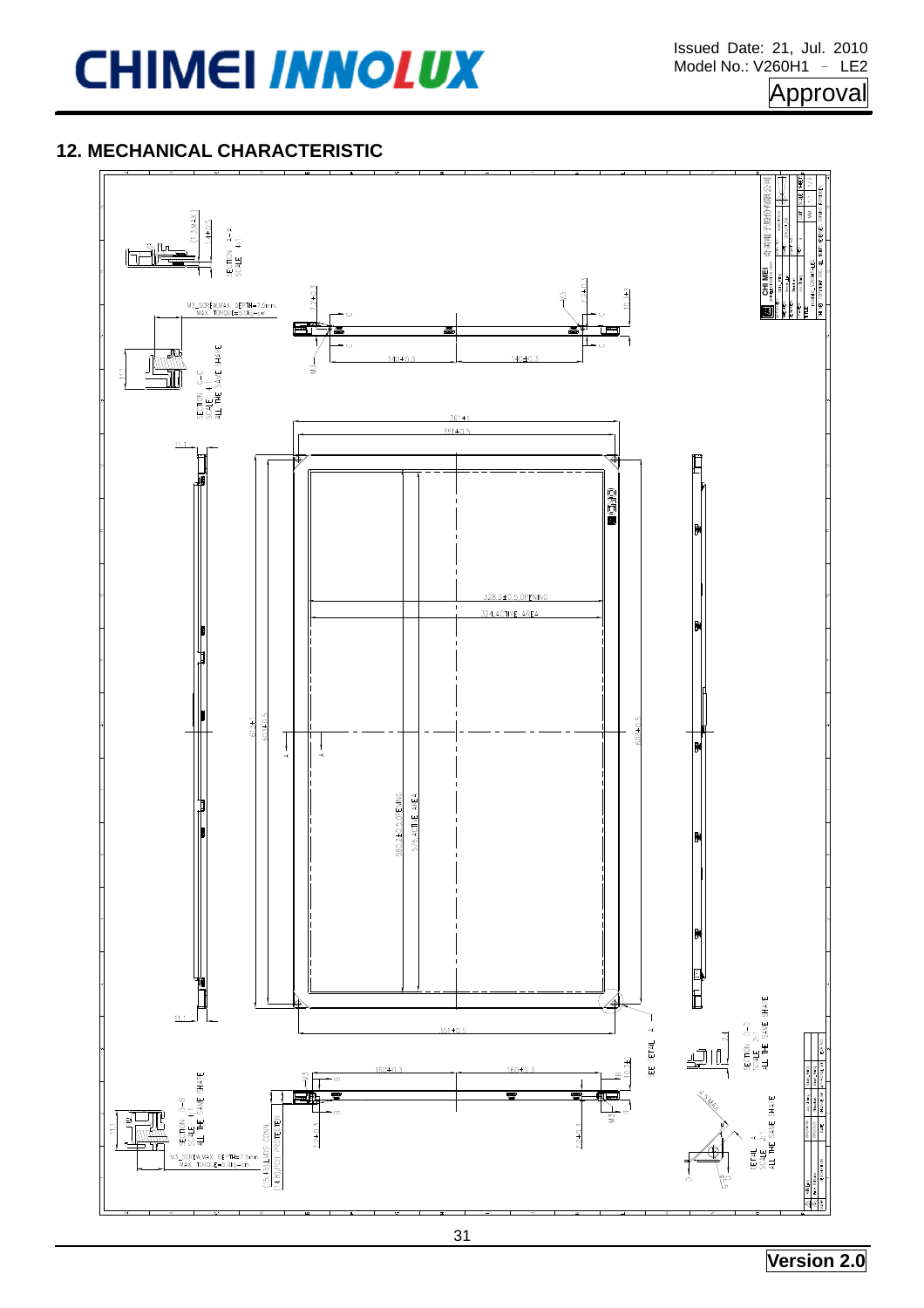## 12. MECHANICAL CHARACTERISTIC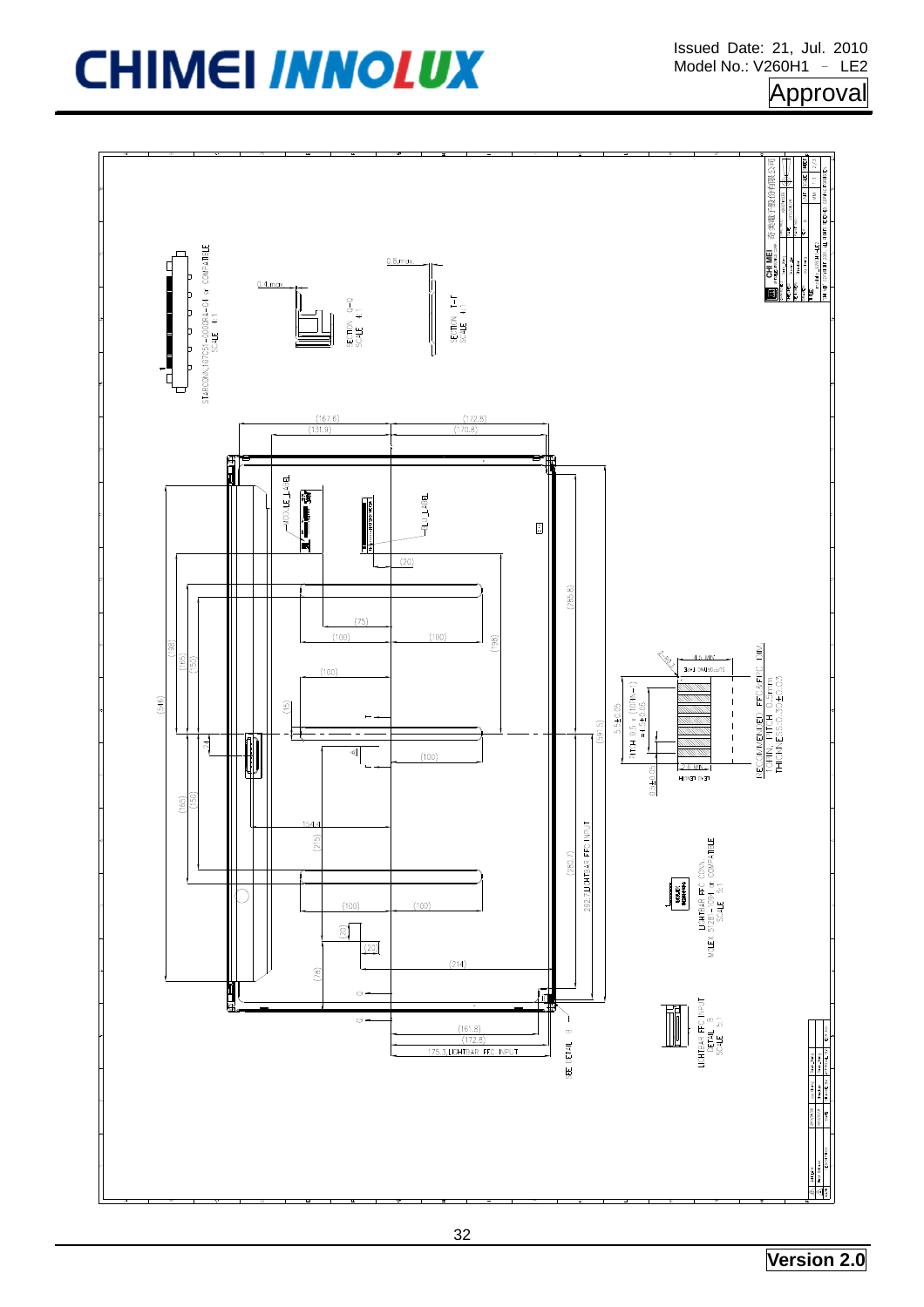STARCONN,107C51-000RA-G4 or COMPATIBLE
SCALE 4:1

0.4 max

SECTION Q-Q
SCALE 4:1

0.8 max

SECTION T-T
SCALE 4:1

(167.6)
(131.9)

(172.8)
(170.8)

MODULE LABEL

BLU LABEL

(20)

(285.8)

(75)

(100) (100)

(198)

(198)
(165)
(150)

(100)

(548)

(15)

(591.5)

(24)

(100)

(165)
(150)

194.4

(215)

(280.7)

292.7 LIGHTBAR FFC INPUT

(100) (100)

(20)

(20)

(214)

(78)

(161.8)
(172.8)

175.3 LIGHTBAR FFC INPUT

SECTION B

4.5 MIN

PITCH 0.5 x (10-1) = 4.5±0.05

5.5±0.05

0.5±0.05

2.5 MIN

RECOMMENDED FFC & FFC (LIM)
LENGTH, PITCH, 0.5 mm
THICKNESS 0.30±0.03

LIGHTBAR FFC CONN.
MOLEX 51281-1094 or COMPATIBLE
SCALE 8:1

LIGHTBAR FFC INPUT
DETAIL B
SCALE 5:1

CHI MEI 奇美電子股份有限公司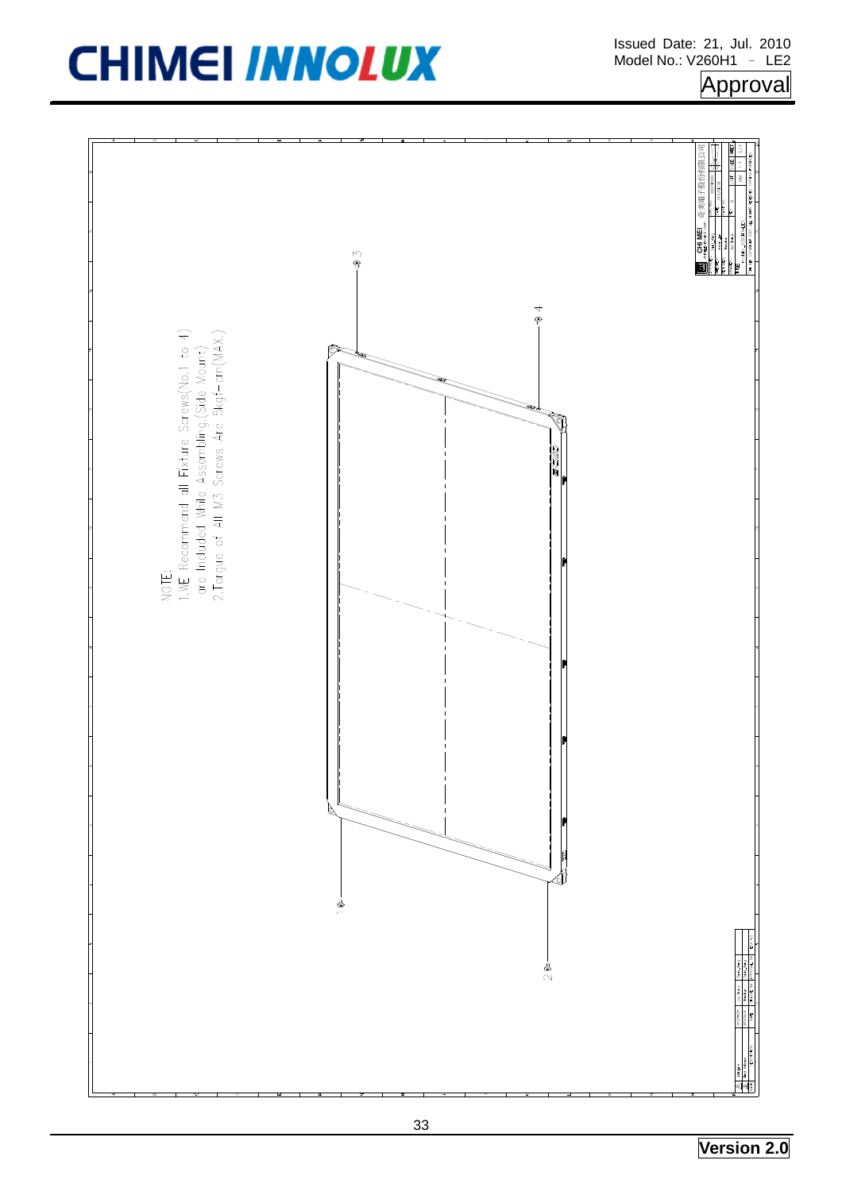NOTE:
1.WE Recommend all Fixture Screws(No.1 to 4) are Included While Assembling.(Side Mount)
2.Torque of All M3 Screws Are 5kgf-cm(MAX.)

3

4

1

2